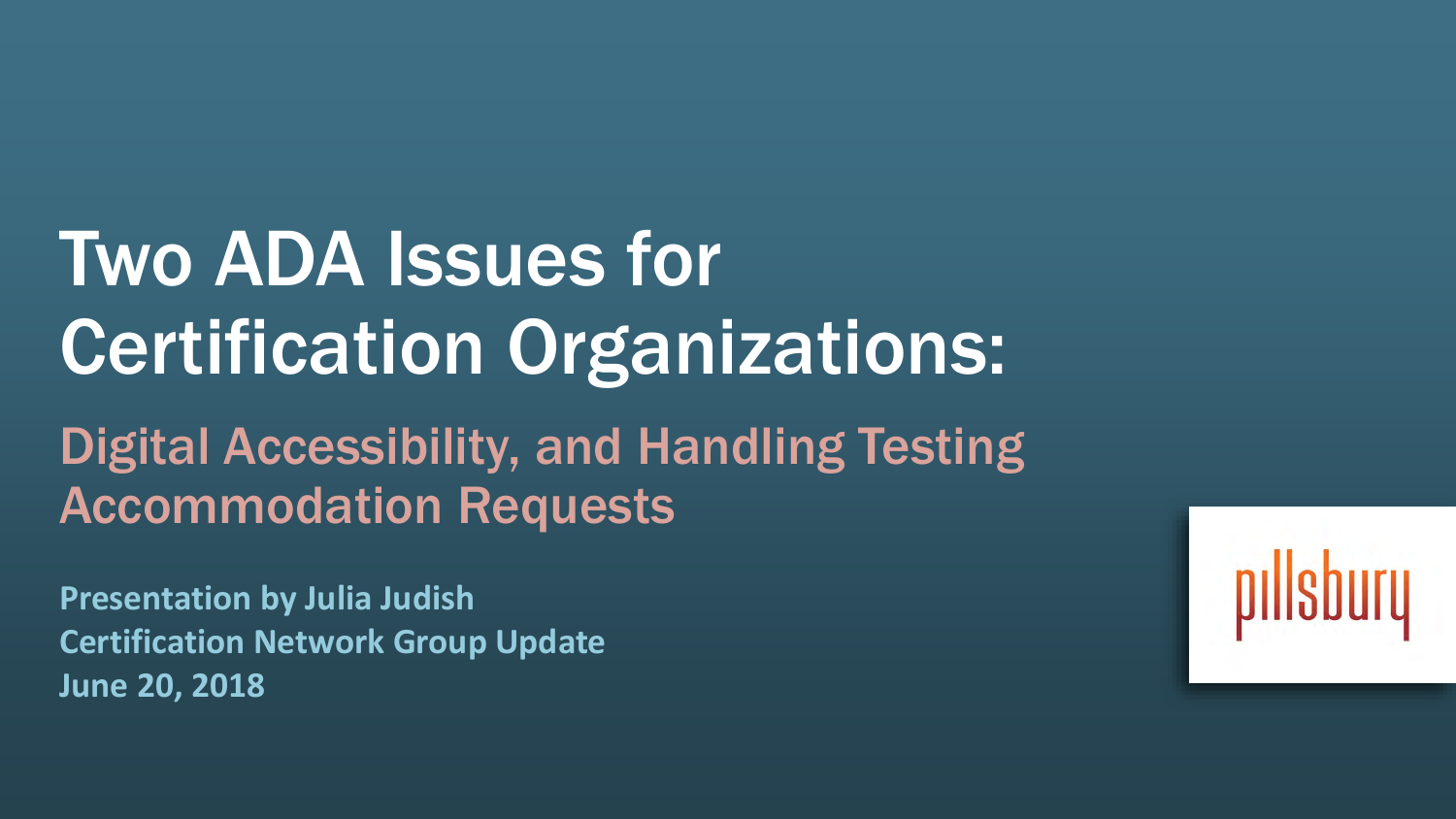# Two ADA Issues for Certification Organizations:

## Digital Accessibility, and Handling Testing Accommodation Requests

**Presentation by Julia Judish**
**Certification Network Group Update**
**June 20, 2018**

pillsbury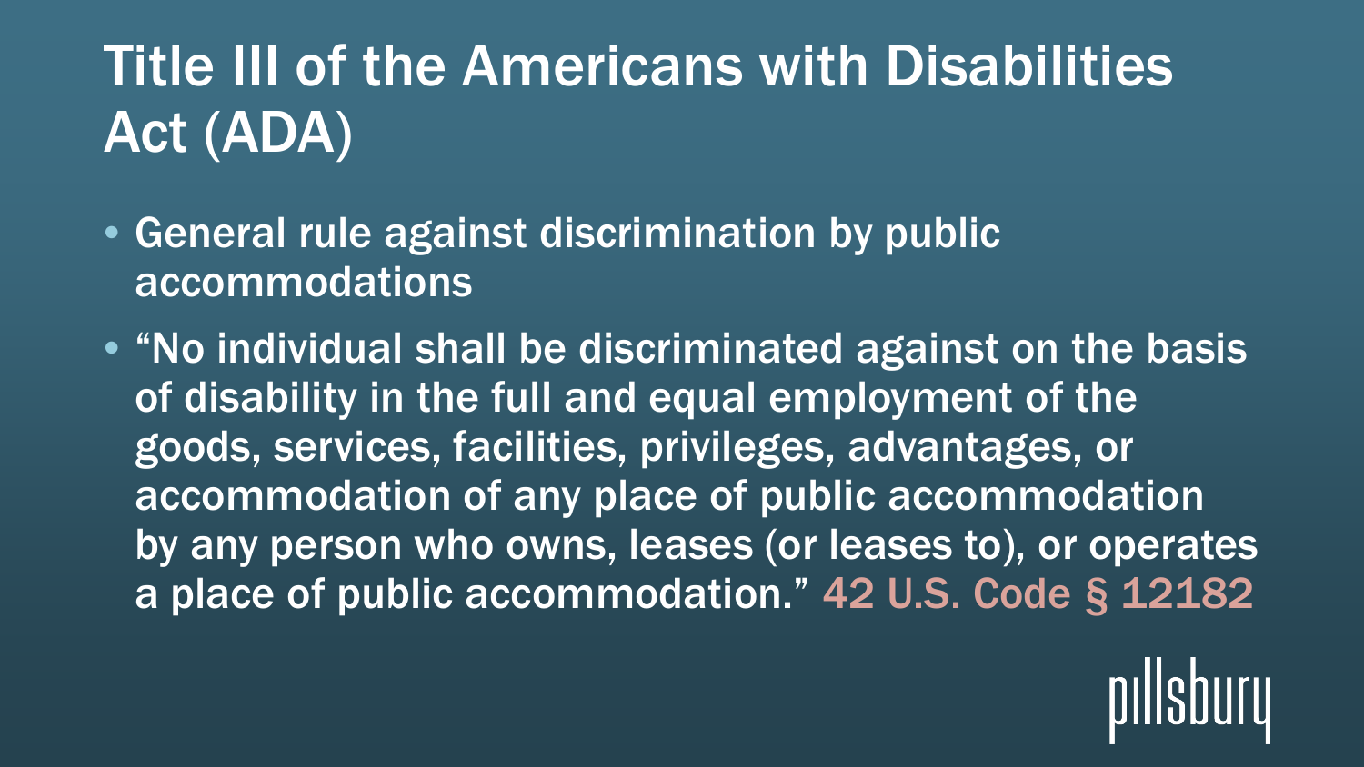# Title III of the Americans with Disabilities Act (ADA)

- General rule against discrimination by public accommodations
- "No individual shall be discriminated against on the basis of disability in the full and equal employment of the goods, services, facilities, privileges, advantages, or accommodation of any place of public accommodation by any person who owns, leases (or leases to), or operates a place of public accommodation." 42 U.S. Code § 12182

pillsbury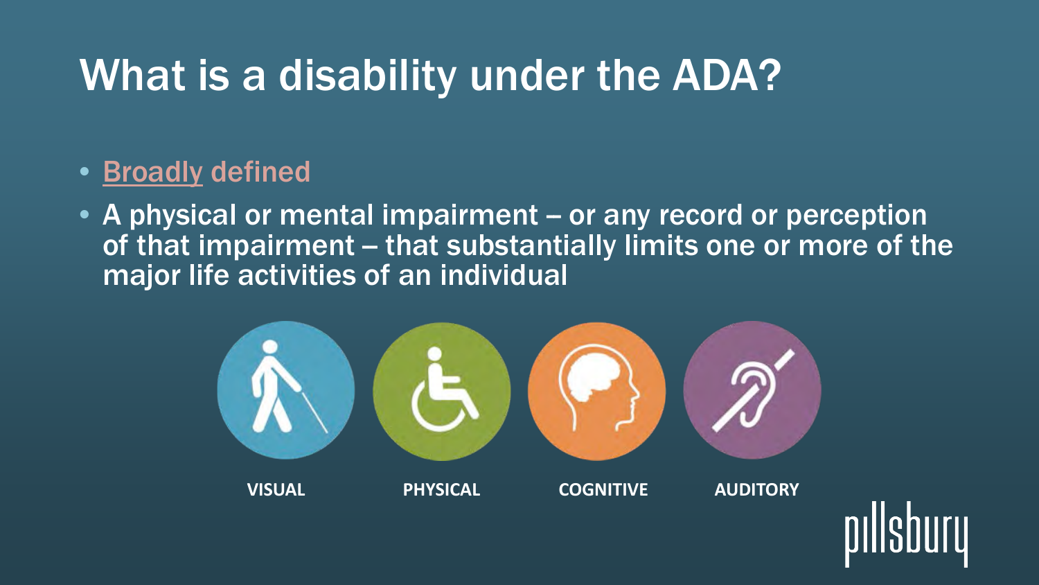# What is a disability under the ADA?

- Broadly defined
- A physical or mental impairment – or any record or perception of that impairment – that substantially limits one or more of the major life activities of an individual

VISUAL

PHYSICAL

COGNITIVE

AUDITORY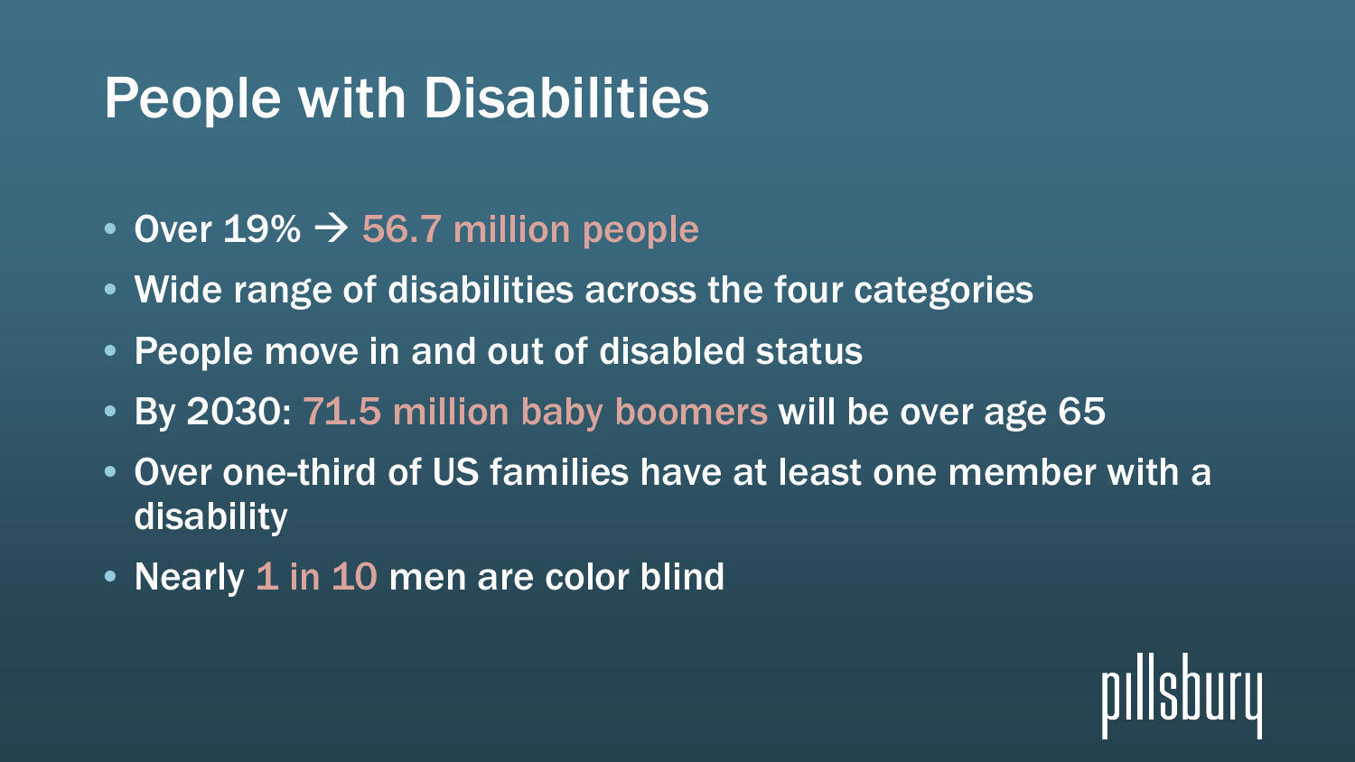# People with Disabilities

- Over 19% → 56.7 million people
- Wide range of disabilities across the four categories
- People move in and out of disabled status
- By 2030: 71.5 million baby boomers will be over age 65
- Over one-third of US families have at least one member with a disability
- Nearly 1 in 10 men are color blind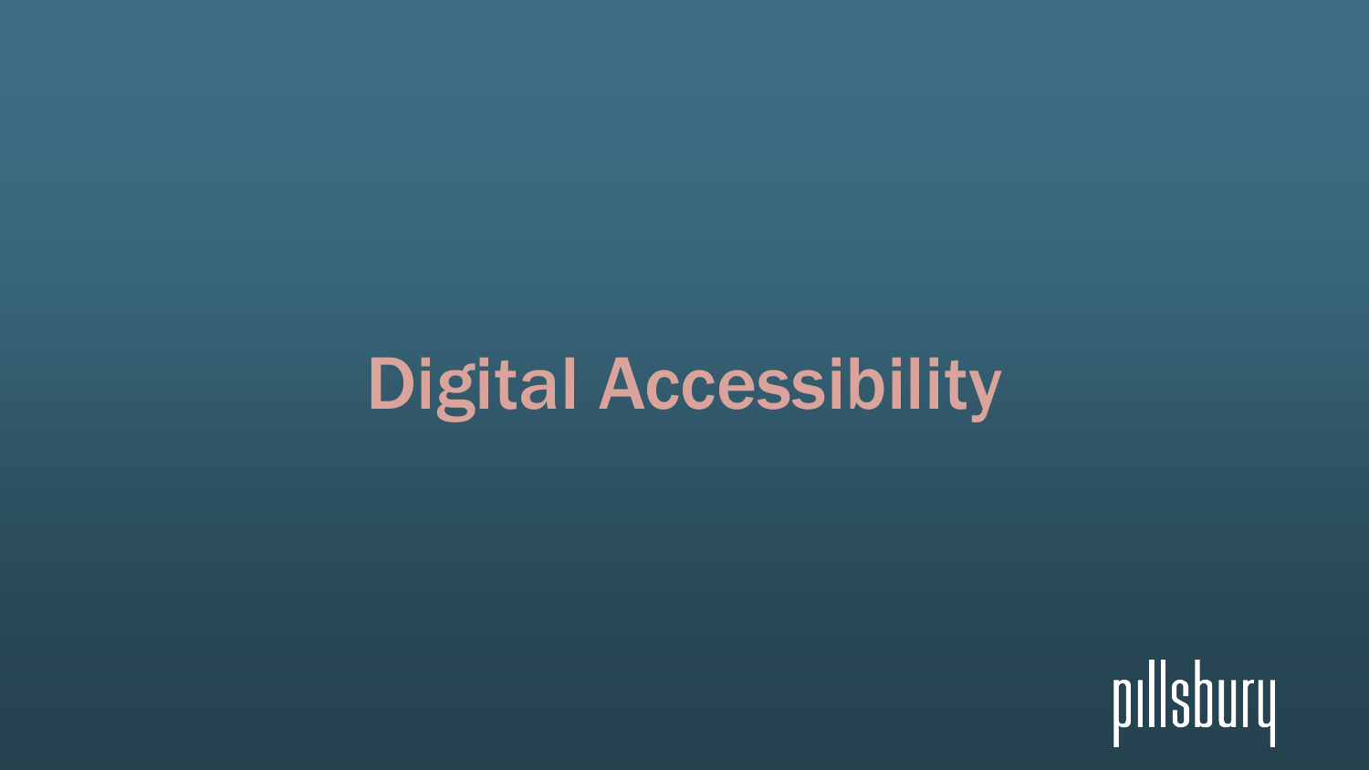# Digital Accessibility

pillsbury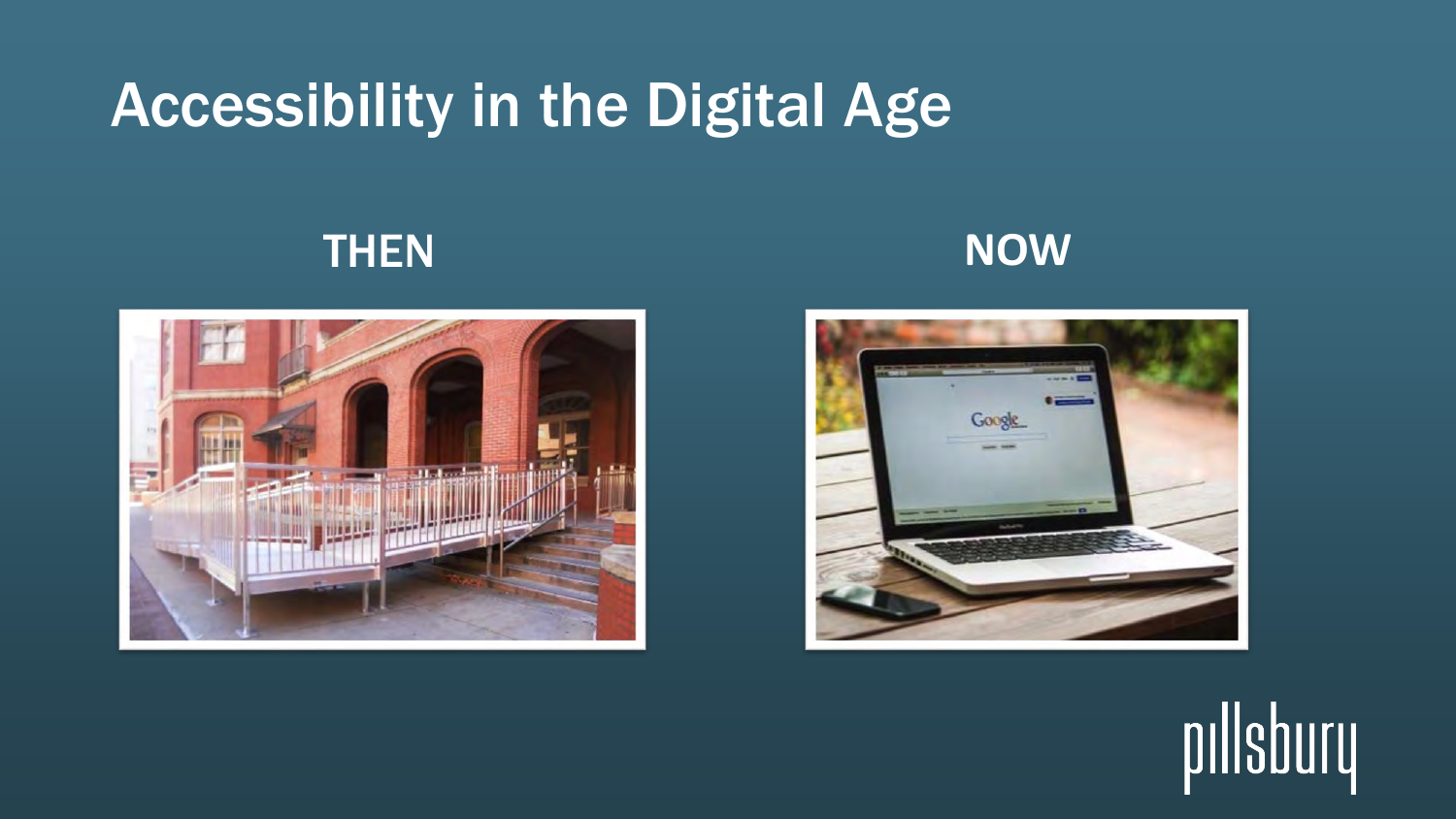# Accessibility in the Digital Age

THEN

NOW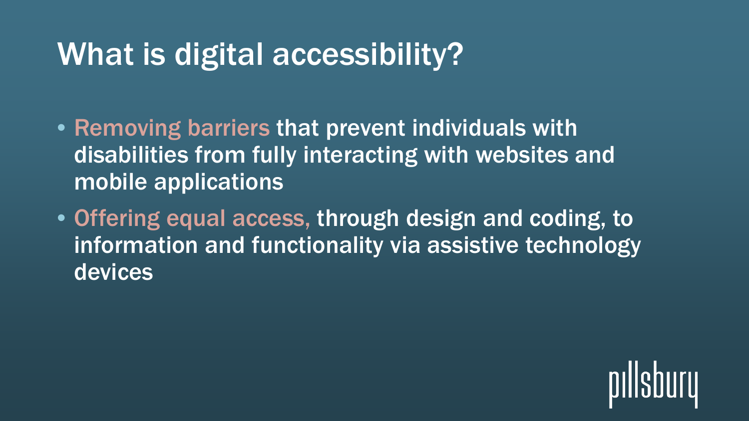# What is digital accessibility?

- Removing barriers that prevent individuals with disabilities from fully interacting with websites and mobile applications
- Offering equal access, through design and coding, to information and functionality via assistive technology devices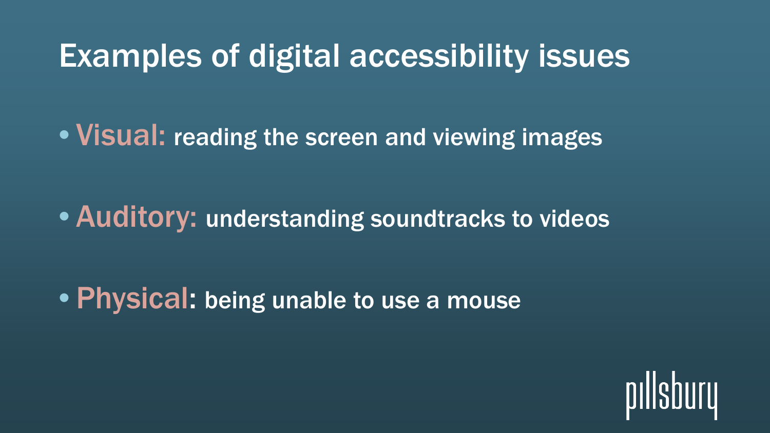# Examples of digital accessibility issues

- **Visual:** reading the screen and viewing images
- **Auditory:** understanding soundtracks to videos
- **Physical:** being unable to use a mouse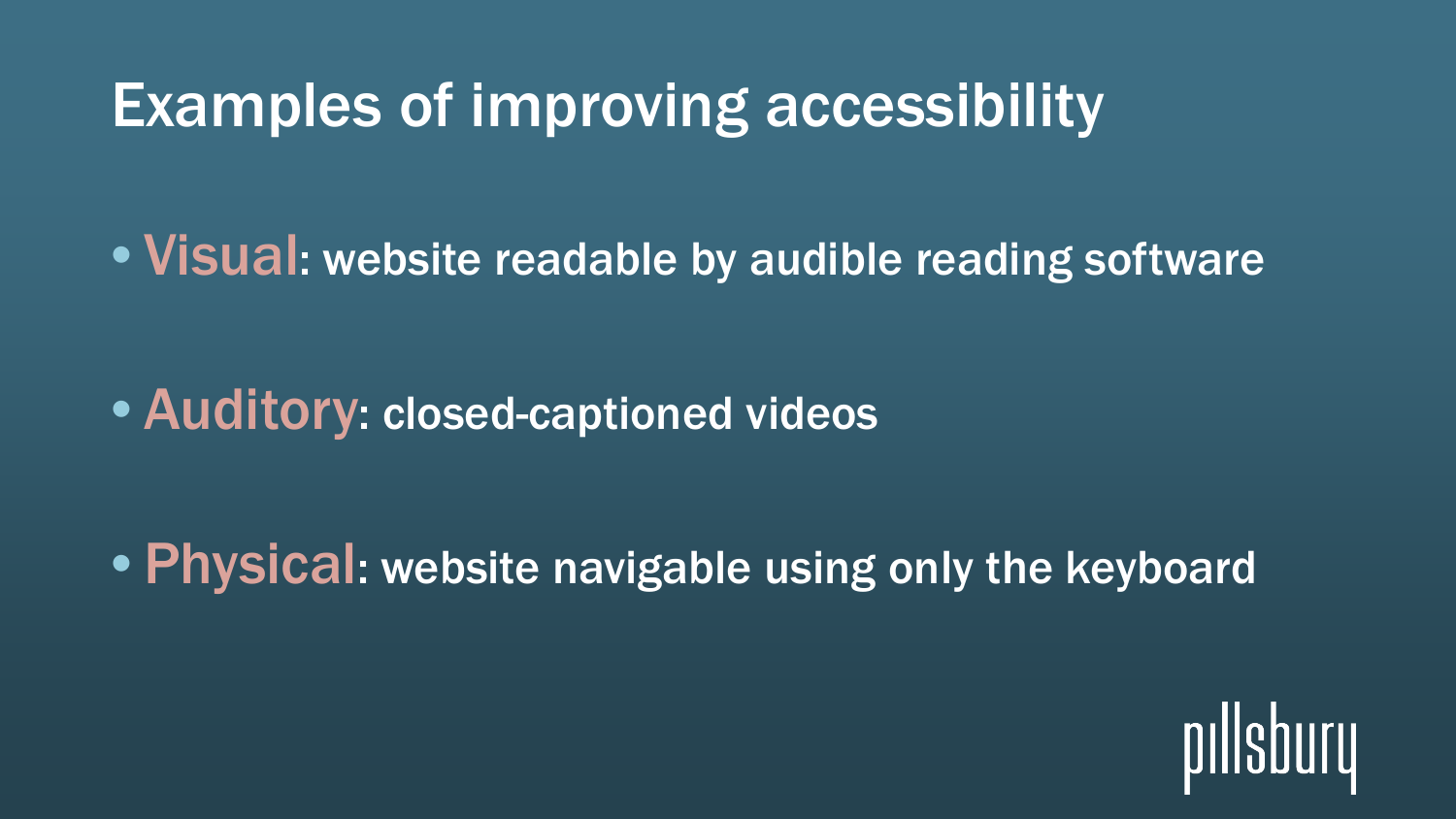# Examples of improving accessibility

- **Visual**: website readable by audible reading software
- **Auditory**: closed-captioned videos
- **Physical**: website navigable using only the keyboard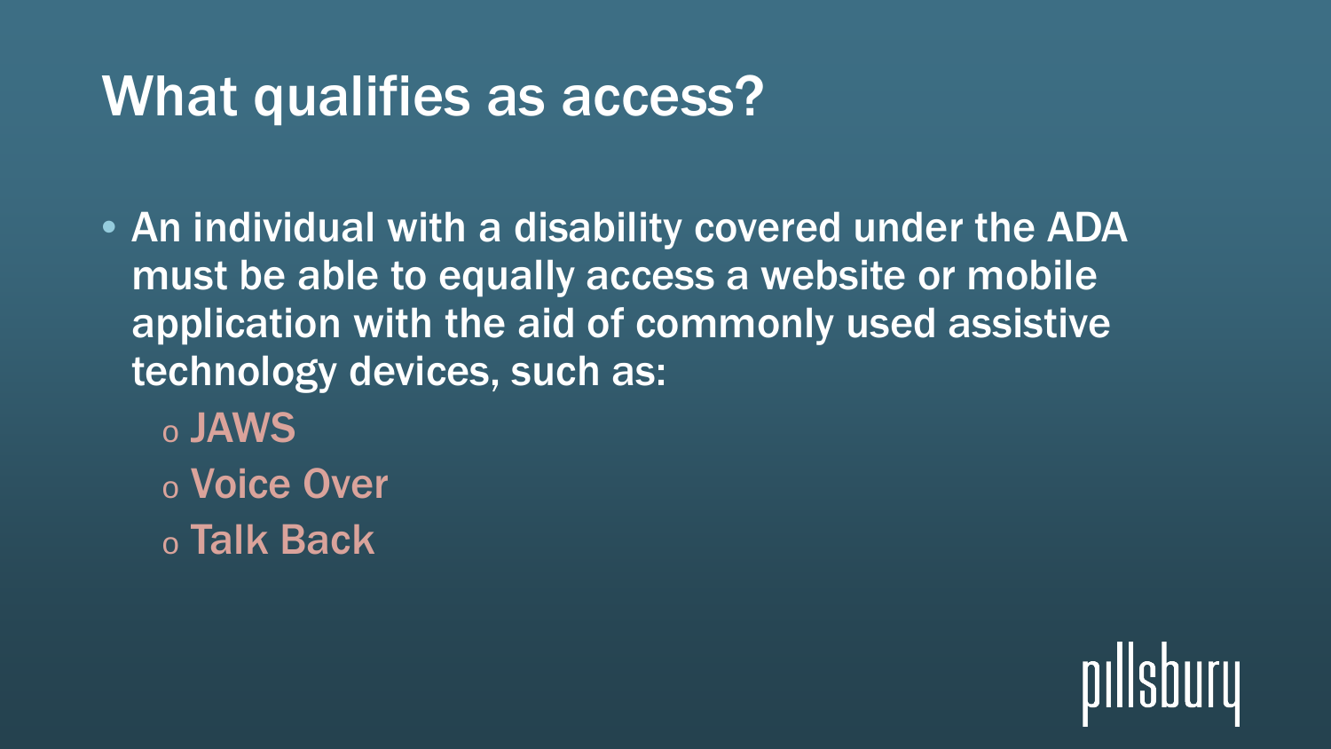# What qualifies as access?

- An individual with a disability covered under the ADA must be able to equally access a website or mobile application with the aid of commonly used assistive technology devices, such as:
  - JAWS
  - Voice Over
  - Talk Back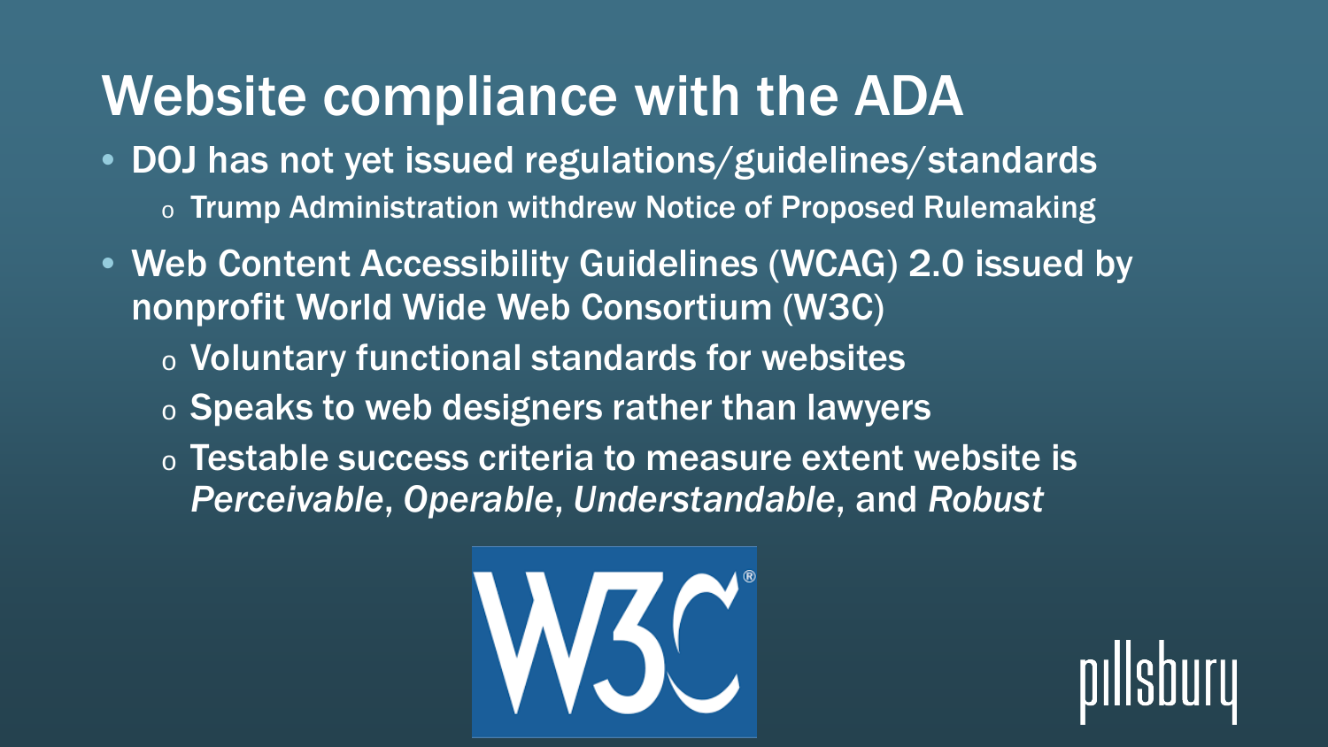# Website compliance with the ADA

- DOJ has not yet issued regulations/guidelines/standards
  - Trump Administration withdrew Notice of Proposed Rulemaking
- Web Content Accessibility Guidelines (WCAG) 2.0 issued by nonprofit World Wide Web Consortium (W3C)
  - Voluntary functional standards for websites
  - Speaks to web designers rather than lawyers
  - Testable success criteria to measure extent website is *Perceivable*, *Operable*, *Understandable*, and *Robust*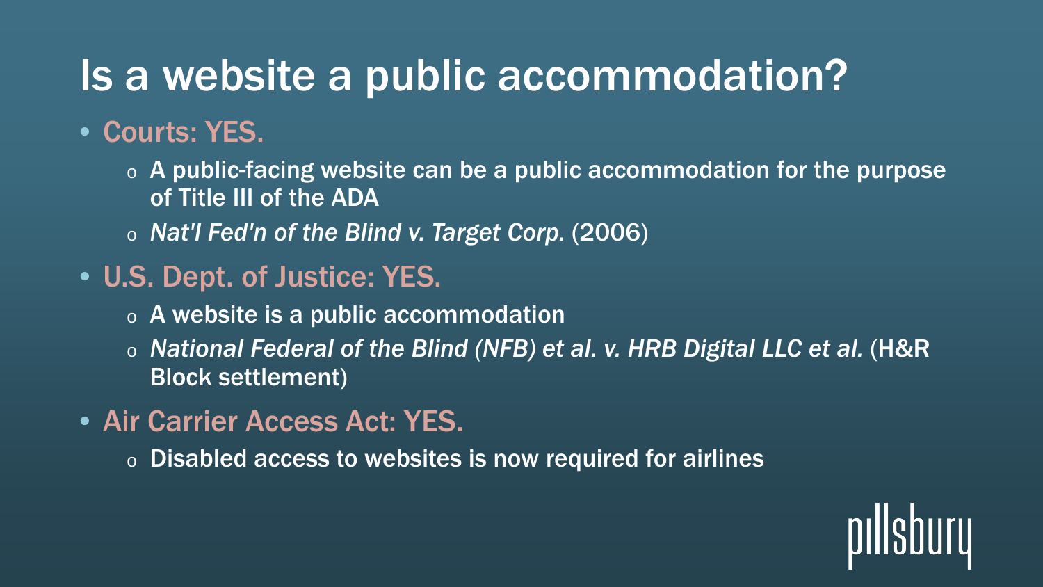# Is a website a public accommodation?

- Courts: YES.
  - A public-facing website can be a public accommodation for the purpose of Title III of the ADA
  - *Nat'l Fed'n of the Blind v. Target Corp.* (2006)
- U.S. Dept. of Justice: YES.
  - A website is a public accommodation
  - *National Federal of the Blind (NFB) et al. v. HRB Digital LLC et al.* (H&R Block settlement)
- Air Carrier Access Act: YES.
  - Disabled access to websites is now required for airlines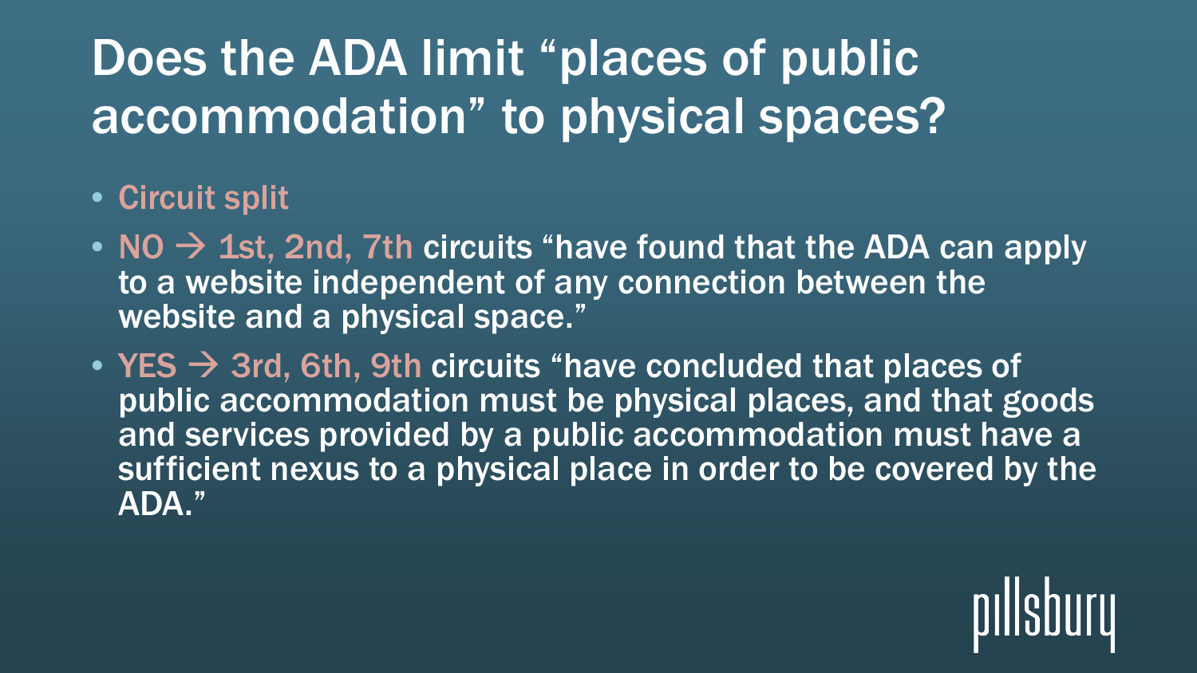# Does the ADA limit "places of public accommodation" to physical spaces?

- Circuit split
- NO → 1st, 2nd, 7th circuits "have found that the ADA can apply to a website independent of any connection between the website and a physical space."
- YES → 3rd, 6th, 9th circuits "have concluded that places of public accommodation must be physical places, and that goods and services provided by a public accommodation must have a sufficient nexus to a physical place in order to be covered by the ADA."

pillsbury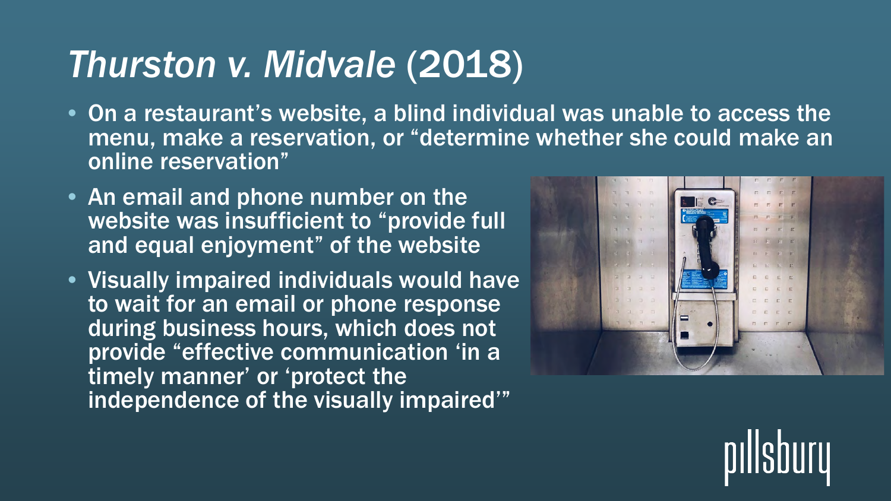# *Thurston v. Midvale* (2018)

- On a restaurant's website, a blind individual was unable to access the menu, make a reservation, or "determine whether she could make an online reservation"
- An email and phone number on the website was insufficient to "provide full and equal enjoyment" of the website
- Visually impaired individuals would have to wait for an email or phone response during business hours, which does not provide "effective communication 'in a timely manner' or 'protect the independence of the visually impaired'"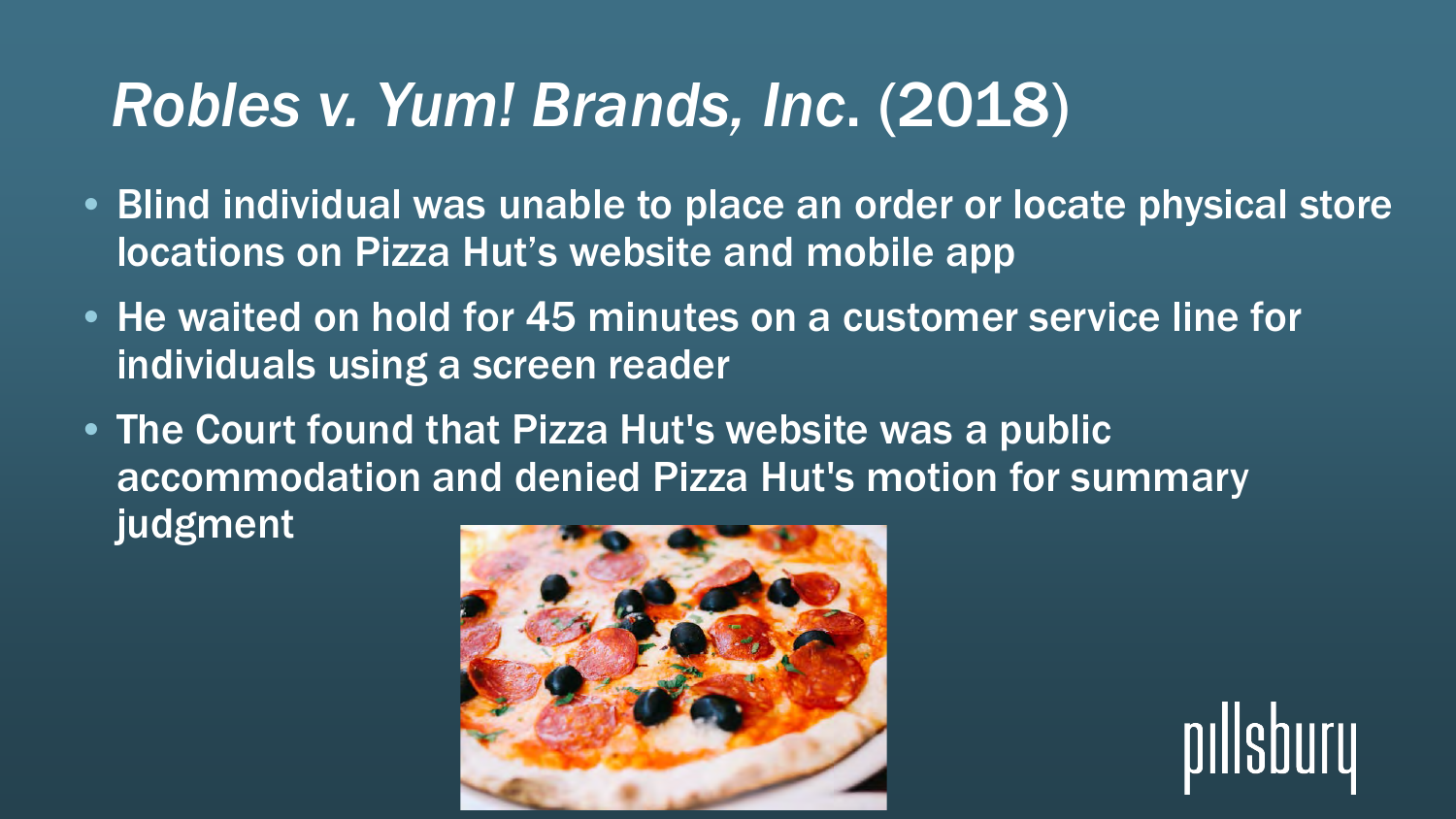# *Robles v. Yum! Brands, Inc*. (2018)

- Blind individual was unable to place an order or locate physical store locations on Pizza Hut's website and mobile app
- He waited on hold for 45 minutes on a customer service line for individuals using a screen reader
- The Court found that Pizza Hut's website was a public accommodation and denied Pizza Hut's motion for summary judgment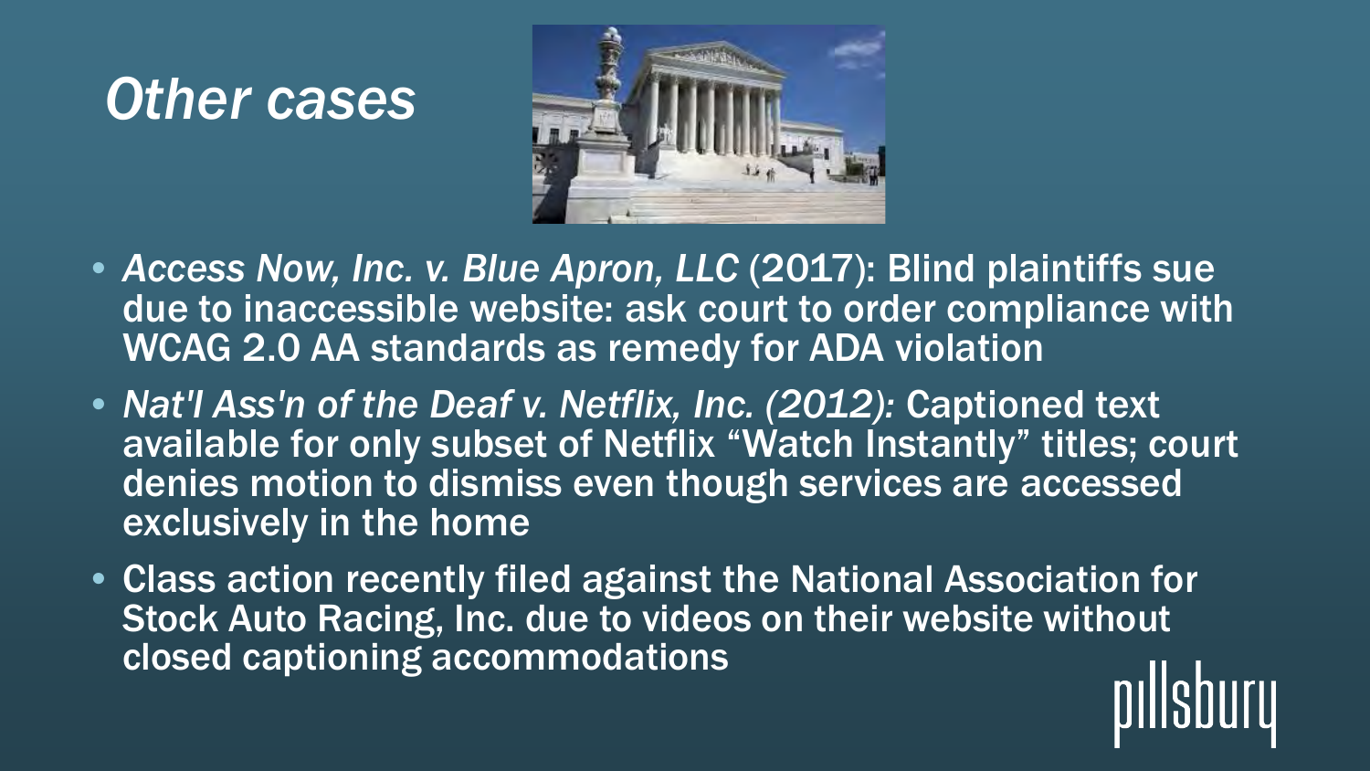# *Other cases*

- *Access Now, Inc. v. Blue Apron, LLC* (2017): Blind plaintiffs sue due to inaccessible website: ask court to order compliance with WCAG 2.0 AA standards as remedy for ADA violation
- *Nat'l Ass'n of the Deaf v. Netflix, Inc. (2012):* Captioned text available for only subset of Netflix “Watch Instantly” titles; court denies motion to dismiss even though services are accessed exclusively in the home
- Class action recently filed against the National Association for Stock Auto Racing, Inc. due to videos on their website without closed captioning accommodations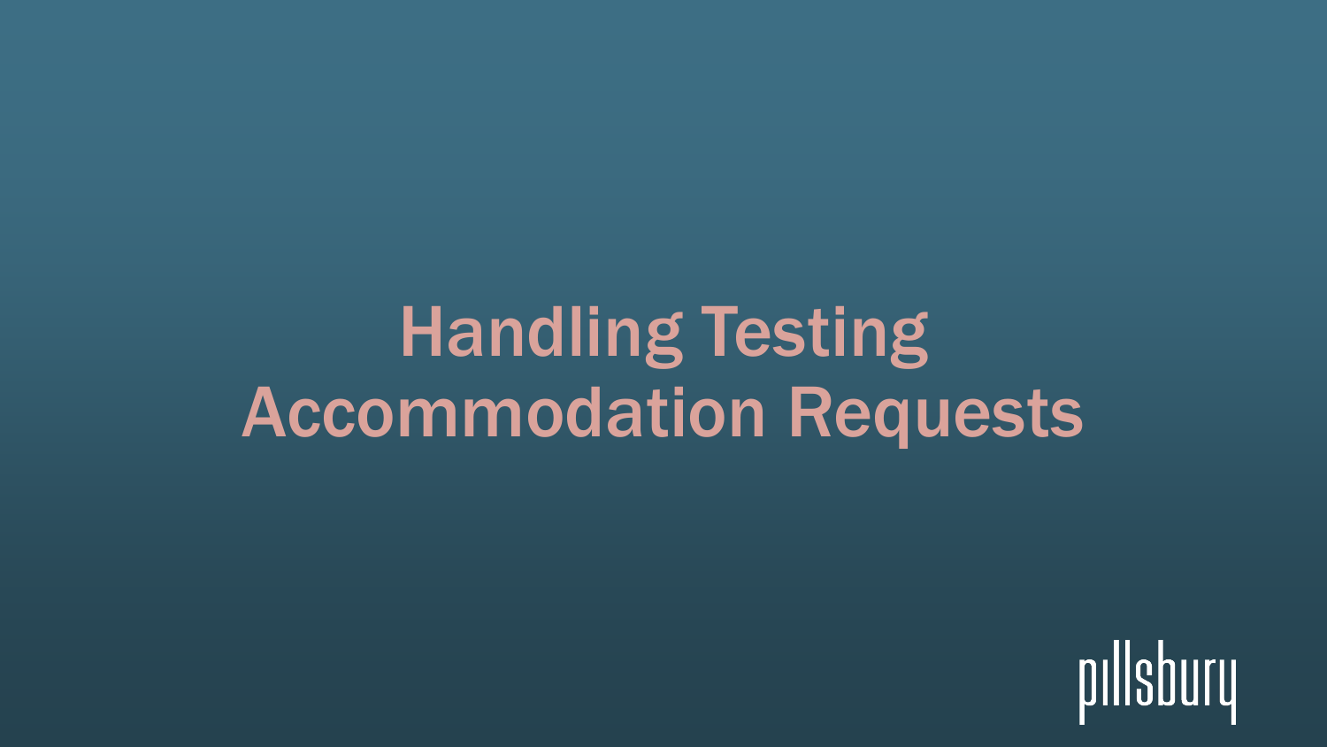# Handling Testing Accommodation Requests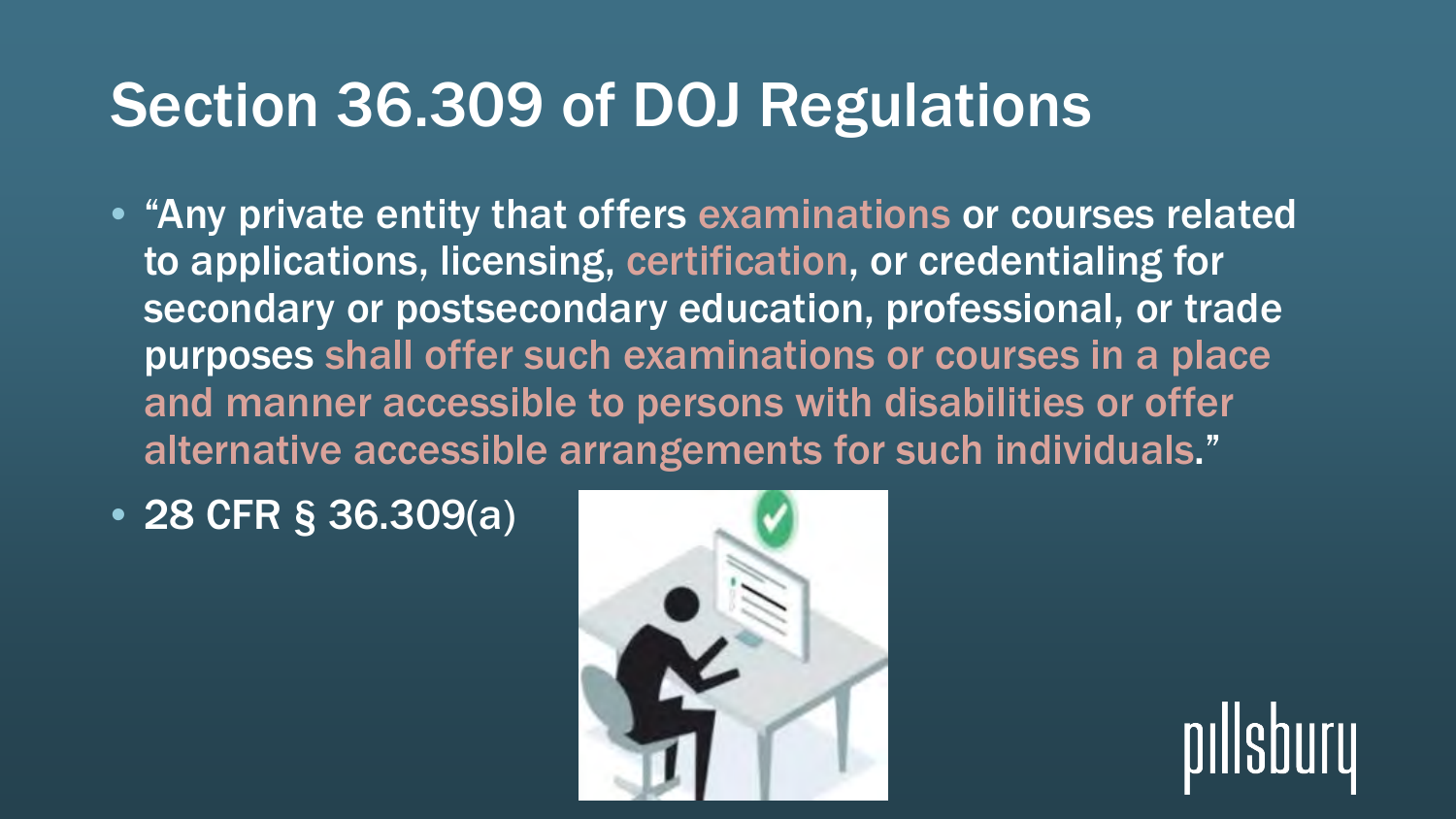# Section 36.309 of DOJ Regulations

- "Any private entity that offers examinations or courses related to applications, licensing, certification, or credentialing for secondary or postsecondary education, professional, or trade purposes shall offer such examinations or courses in a place and manner accessible to persons with disabilities or offer alternative accessible arrangements for such individuals."
- 28 CFR § 36.309(a)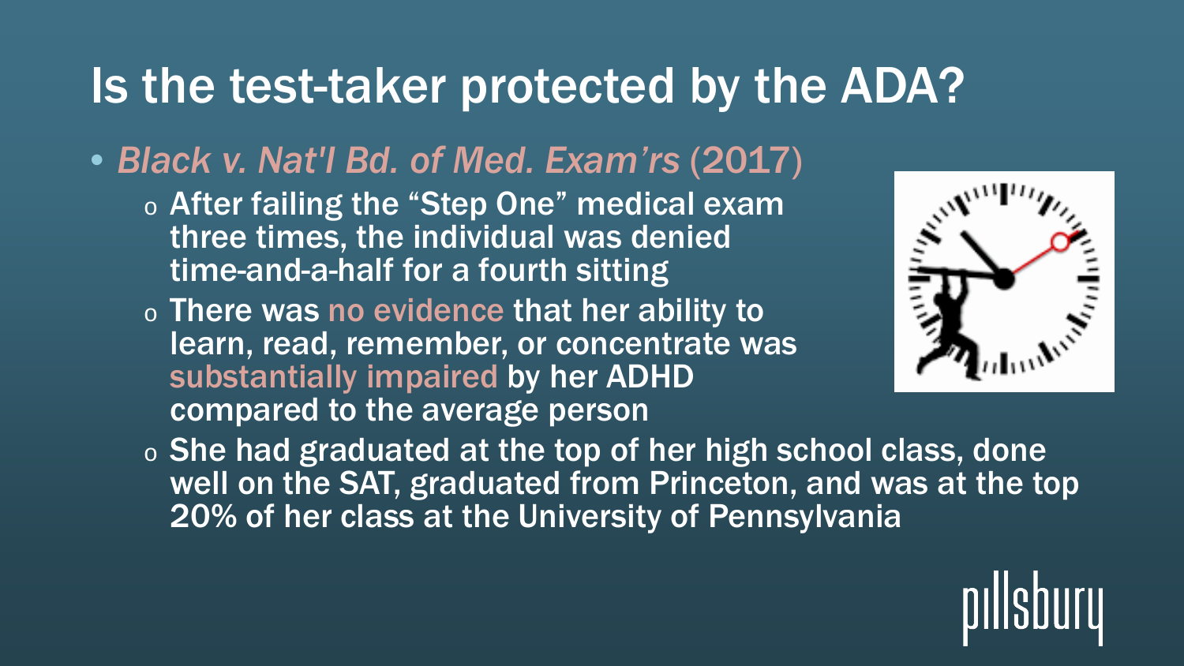# Is the test-taker protected by the ADA?

- *Black v. Nat'l Bd. of Med. Exam'rs* (2017)
  - After failing the "Step One" medical exam three times, the individual was denied time-and-a-half for a fourth sitting
  - There was no evidence that her ability to learn, read, remember, or concentrate was substantially impaired by her ADHD compared to the average person
  - She had graduated at the top of her high school class, done well on the SAT, graduated from Princeton, and was at the top 20% of her class at the University of Pennsylvania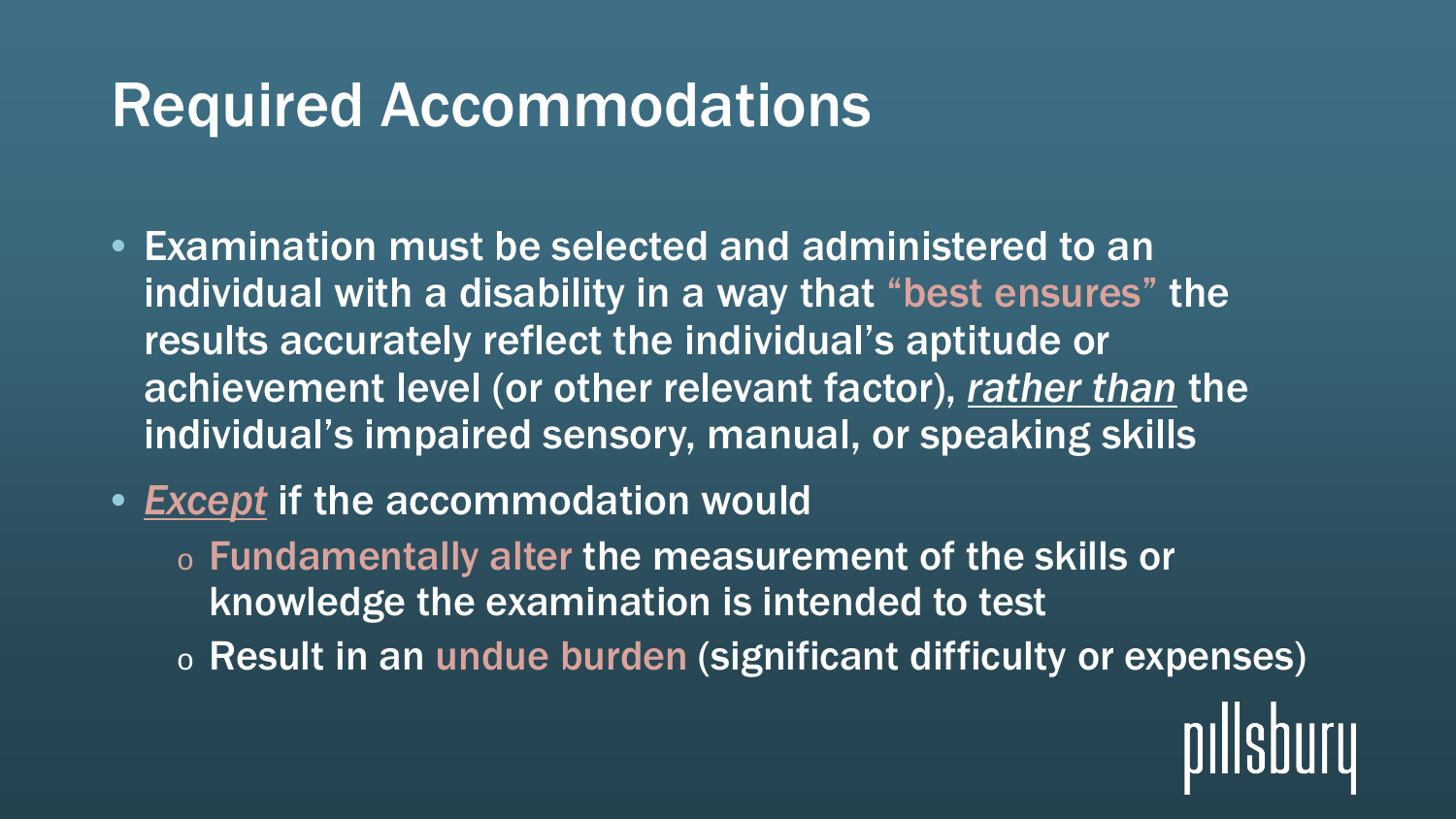# Required Accommodations

- Examination must be selected and administered to an individual with a disability in a way that "best ensures" the results accurately reflect the individual's aptitude or achievement level (or other relevant factor), *rather than* the individual's impaired sensory, manual, or speaking skills
- *Except* if the accommodation would
  - Fundamentally alter the measurement of the skills or knowledge the examination is intended to test
  - Result in an undue burden (significant difficulty or expenses)

pillsbury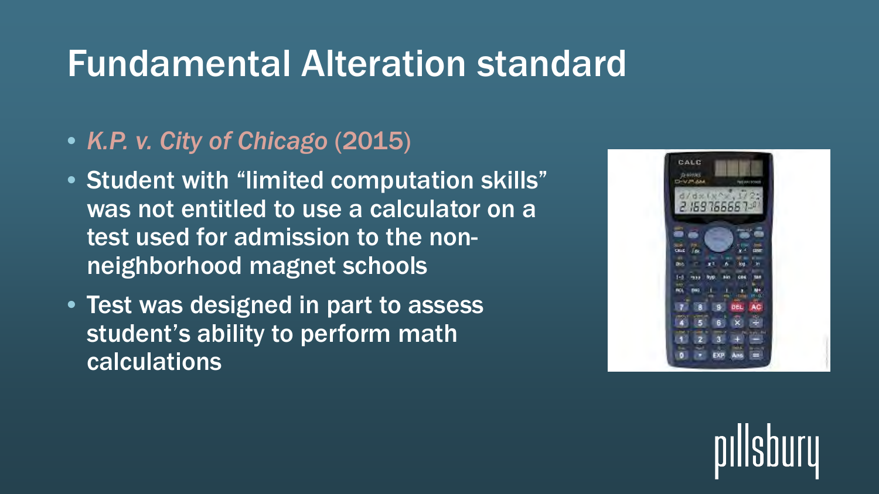# Fundamental Alteration standard

- *K.P. v. City of Chicago* (2015)
- Student with "limited computation skills" was not entitled to use a calculator on a test used for admission to the non-neighborhood magnet schools
- Test was designed in part to assess student's ability to perform math calculations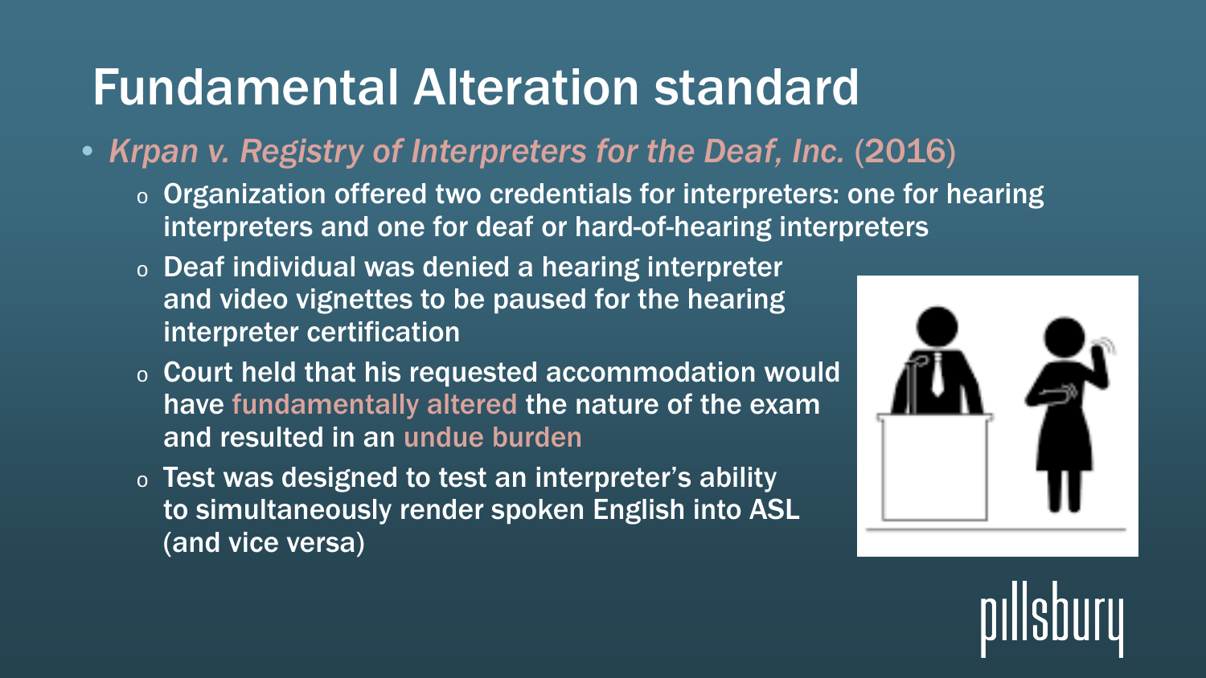# Fundamental Alteration standard

- *Krpan v. Registry of Interpreters for the Deaf, Inc.* (2016)
  - Organization offered two credentials for interpreters: one for hearing interpreters and one for deaf or hard-of-hearing interpreters
  - Deaf individual was denied a hearing interpreter and video vignettes to be paused for the hearing interpreter certification
  - Court held that his requested accommodation would have fundamentally altered the nature of the exam and resulted in an undue burden
  - Test was designed to test an interpreter's ability to simultaneously render spoken English into ASL (and vice versa)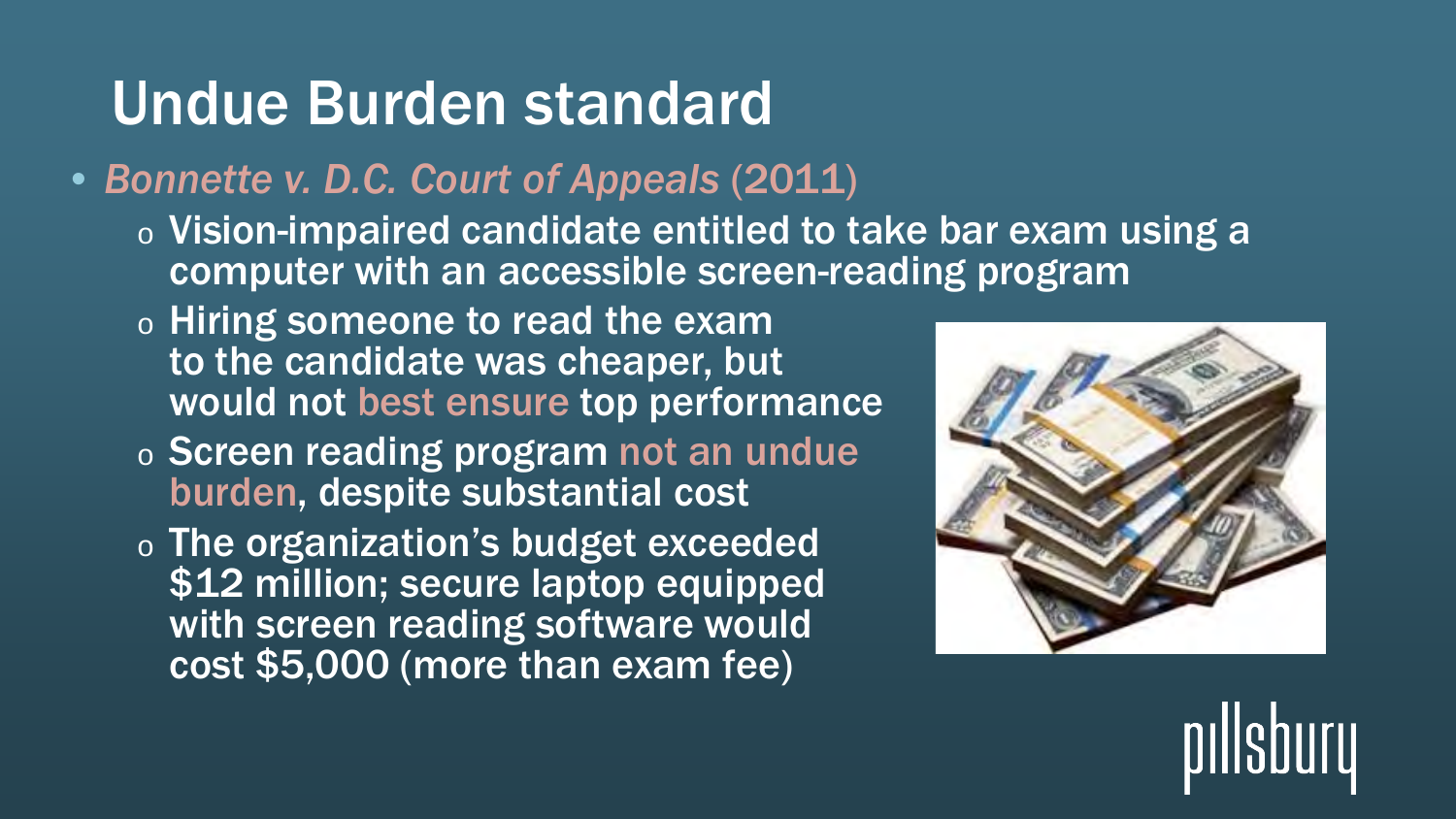# Undue Burden standard

- *Bonnette v. D.C. Court of Appeals* (2011)
  - Vision-impaired candidate entitled to take bar exam using a computer with an accessible screen-reading program
  - Hiring someone to read the exam to the candidate was cheaper, but would not best ensure top performance
  - Screen reading program not an undue burden, despite substantial cost
  - The organization's budget exceeded $12 million; secure laptop equipped with screen reading software would cost $5,000 (more than exam fee)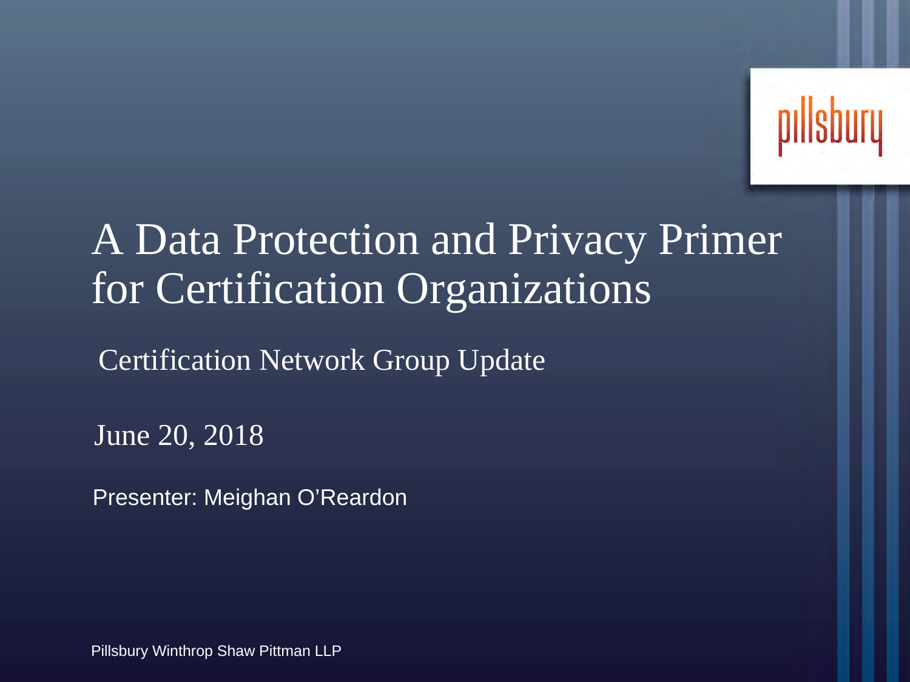# A Data Protection and Privacy Primer for Certification Organizations

Certification Network Group Update

June 20, 2018

Presenter: Meighan O'Reardon

Pillsbury Winthrop Shaw Pittman LLP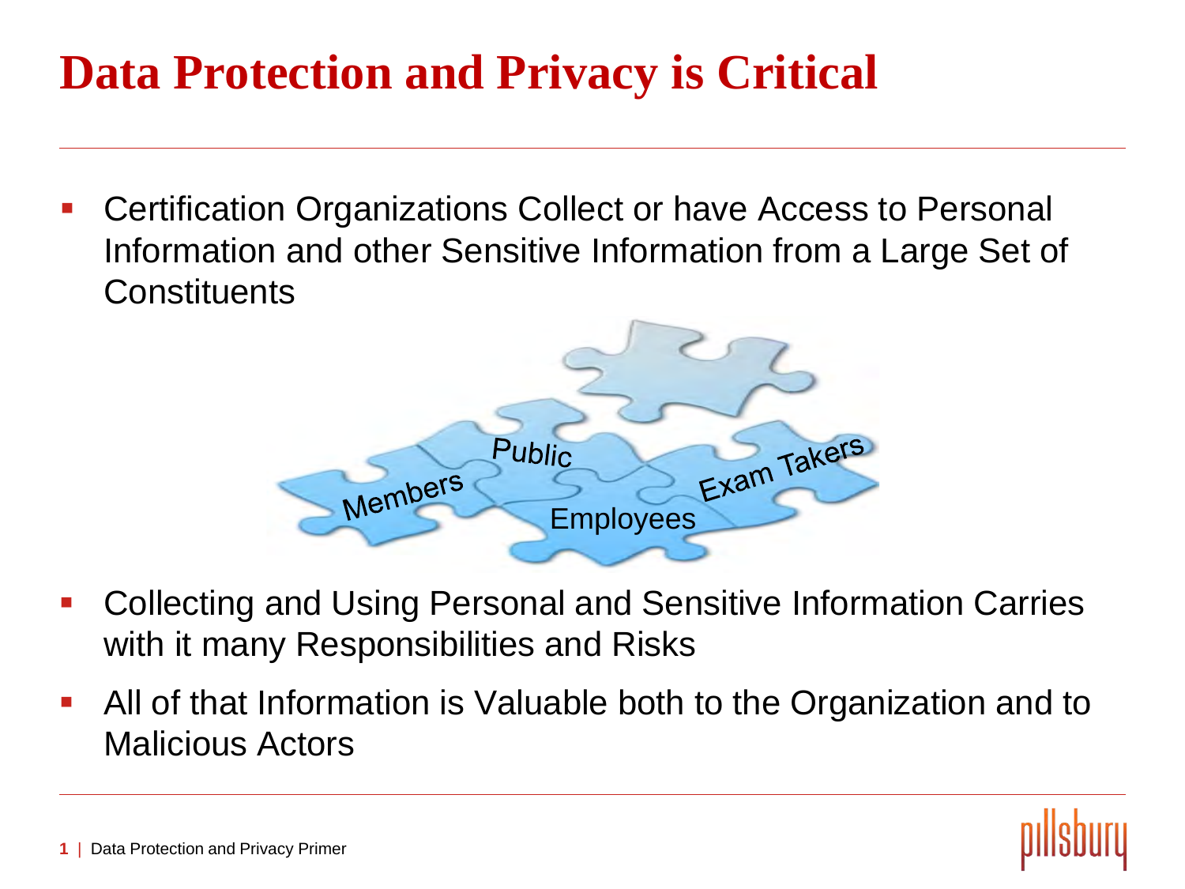# Data Protection and Privacy is Critical

- Certification Organizations Collect or have Access to Personal Information and other Sensitive Information from a Large Set of Constituents

Members | Public | Employees | Exam Takers

- Collecting and Using Personal and Sensitive Information Carries with it many Responsibilities and Risks
- All of that Information is Valuable both to the Organization and to Malicious Actors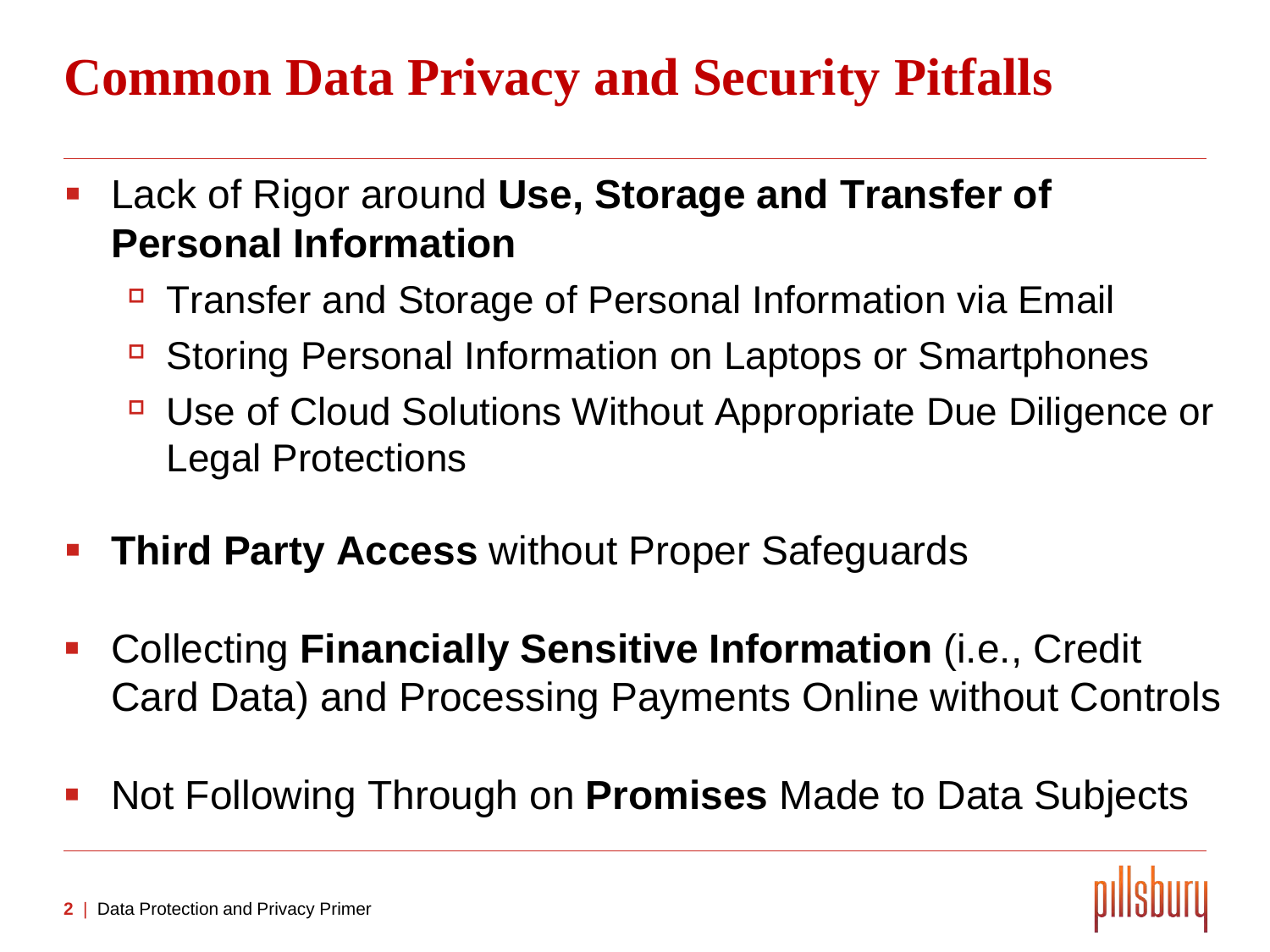# Common Data Privacy and Security Pitfalls

- Lack of Rigor around **Use, Storage and Transfer of Personal Information**
  - Transfer and Storage of Personal Information via Email
  - Storing Personal Information on Laptops or Smartphones
  - Use of Cloud Solutions Without Appropriate Due Diligence or Legal Protections
- **Third Party Access** without Proper Safeguards
- Collecting **Financially Sensitive Information** (i.e., Credit Card Data) and Processing Payments Online without Controls
- Not Following Through on **Promises** Made to Data Subjects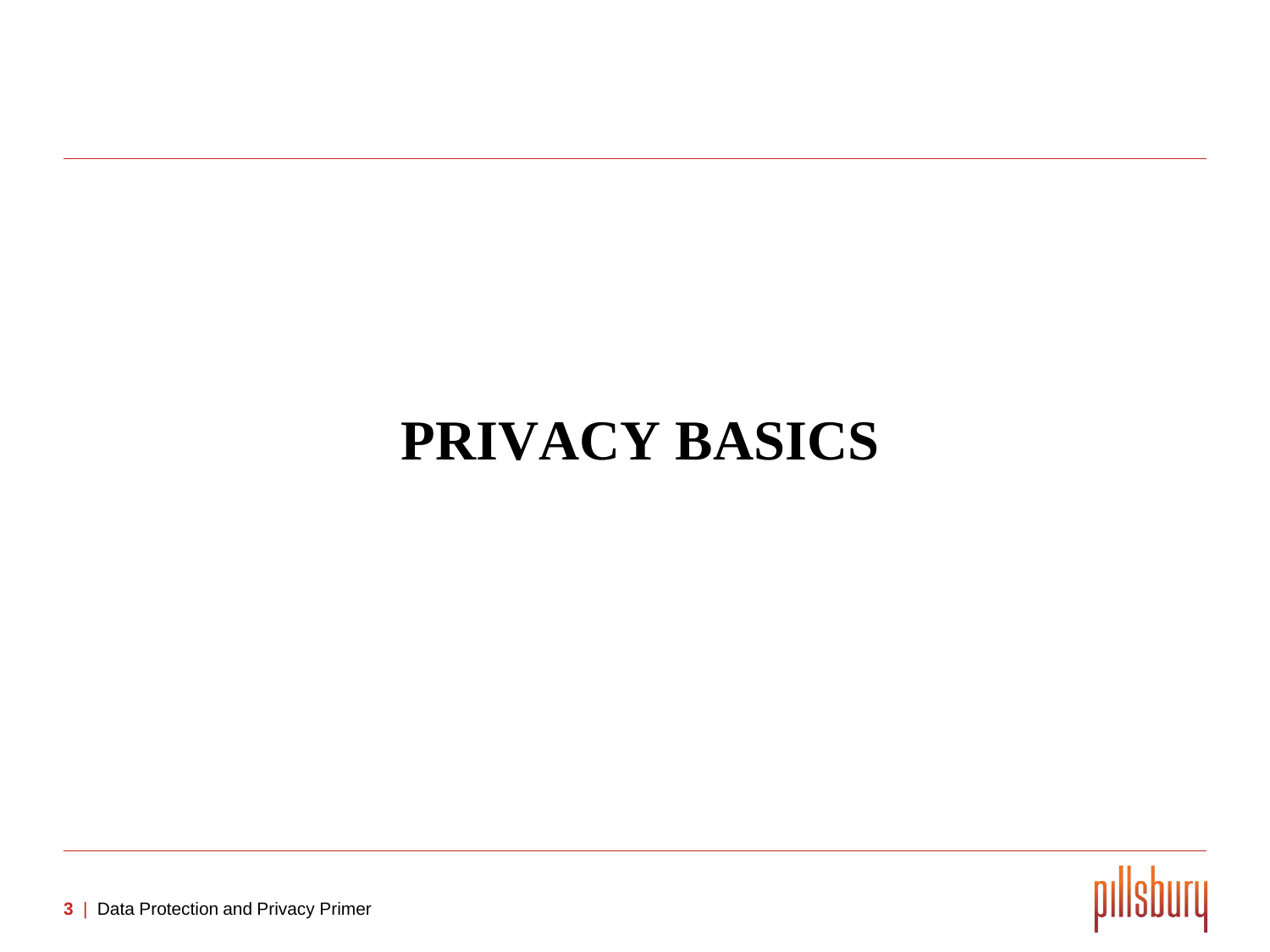# PRIVACY BASICS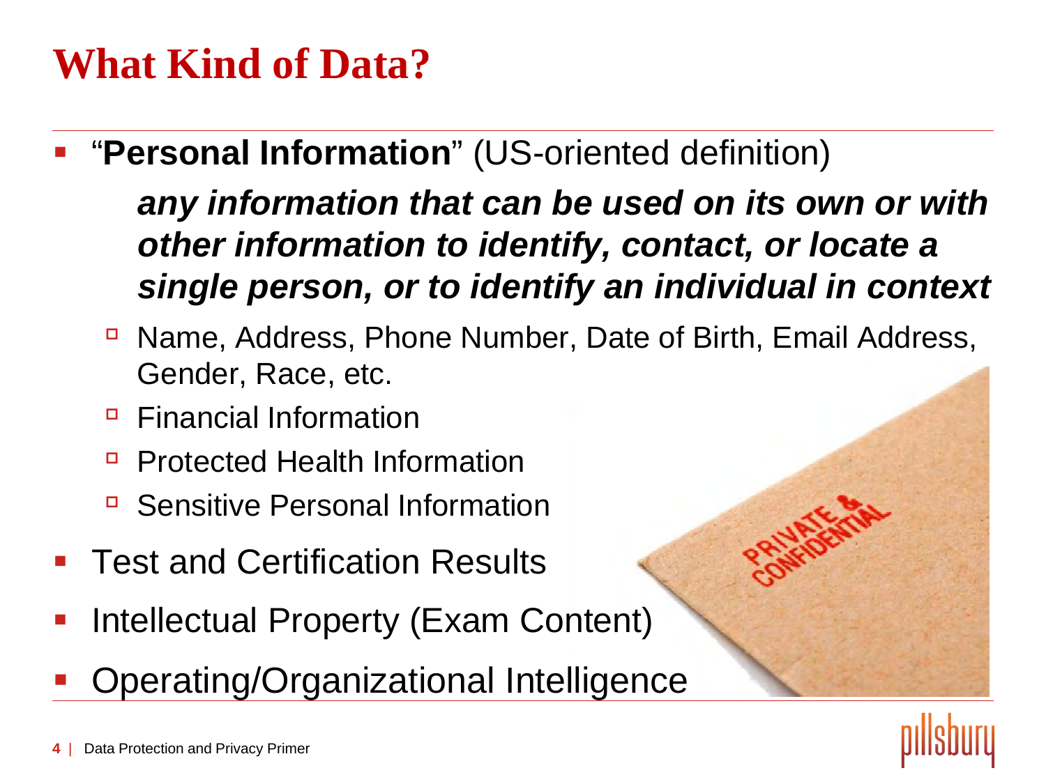# What Kind of Data?

- "**Personal Information**" (US-oriented definition)

  ***any information that can be used on its own or with other information to identify, contact, or locate a single person, or to identify an individual in context***

  - Name, Address, Phone Number, Date of Birth, Email Address, Gender, Race, etc.
  - Financial Information
  - Protected Health Information
  - Sensitive Personal Information
- Test and Certification Results
- Intellectual Property (Exam Content)
- Operating/Organizational Intelligence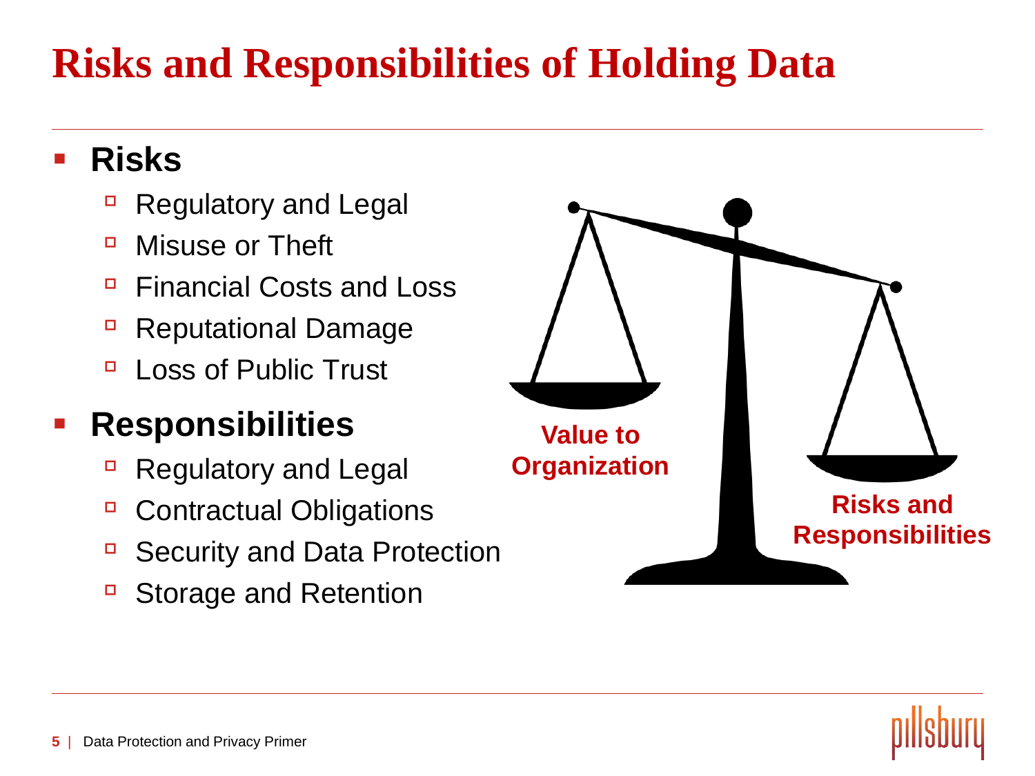# Risks and Responsibilities of Holding Data

- **Risks**
  - Regulatory and Legal
  - Misuse or Theft
  - Financial Costs and Loss
  - Reputational Damage
  - Loss of Public Trust
- **Responsibilities**
  - Regulatory and Legal
  - Contractual Obligations
  - Security and Data Protection
  - Storage and Retention

**Value to Organization**

**Risks and Responsibilities**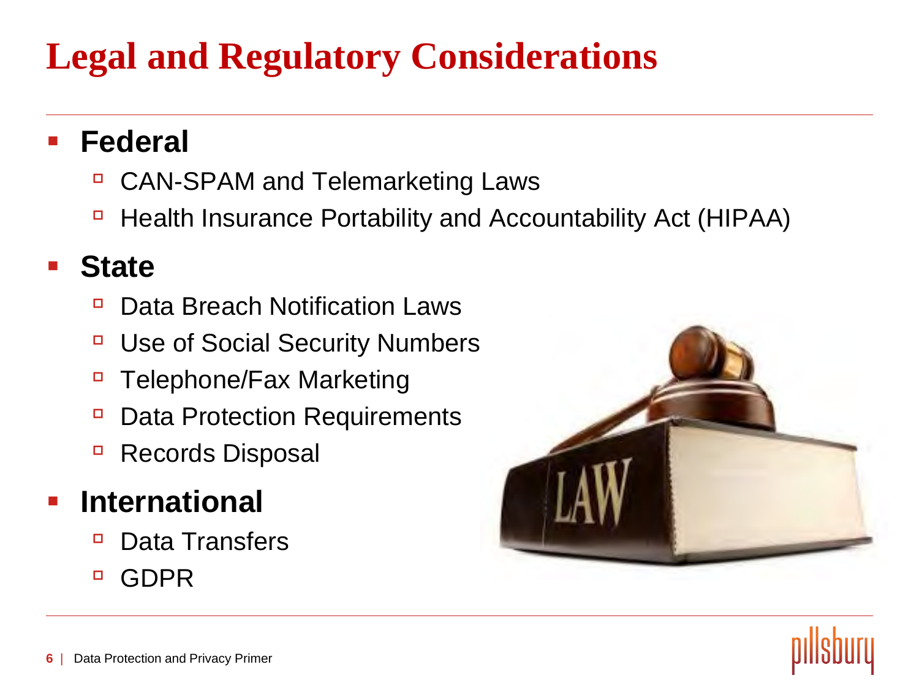# Legal and Regulatory Considerations

- **Federal**
  - CAN-SPAM and Telemarketing Laws
  - Health Insurance Portability and Accountability Act (HIPAA)
- **State**
  - Data Breach Notification Laws
  - Use of Social Security Numbers
  - Telephone/Fax Marketing
  - Data Protection Requirements
  - Records Disposal
- **International**
  - Data Transfers
  - GDPR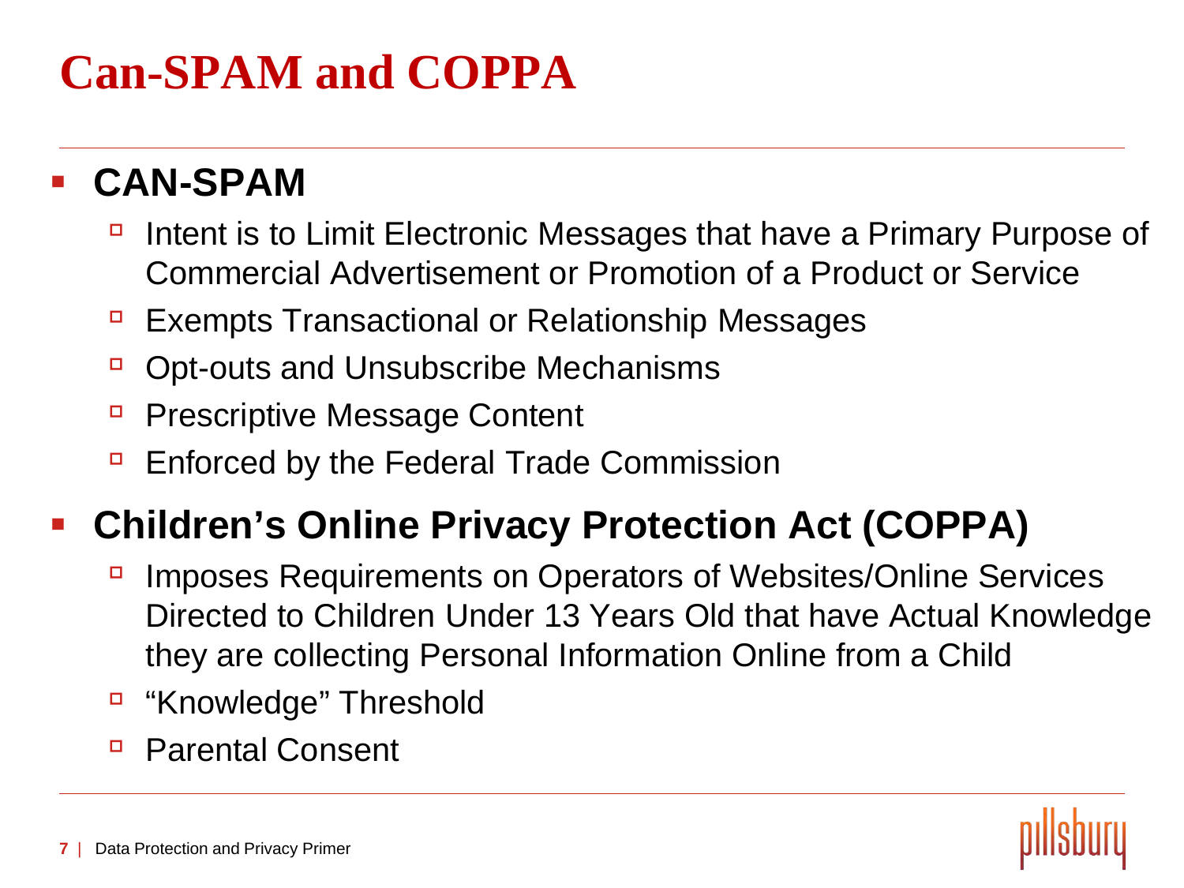# Can-SPAM and COPPA

- **CAN-SPAM**
  - Intent is to Limit Electronic Messages that have a Primary Purpose of Commercial Advertisement or Promotion of a Product or Service
  - Exempts Transactional or Relationship Messages
  - Opt-outs and Unsubscribe Mechanisms
  - Prescriptive Message Content
  - Enforced by the Federal Trade Commission
- **Children's Online Privacy Protection Act (COPPA)**
  - Imposes Requirements on Operators of Websites/Online Services Directed to Children Under 13 Years Old that have Actual Knowledge they are collecting Personal Information Online from a Child
  - "Knowledge" Threshold
  - Parental Consent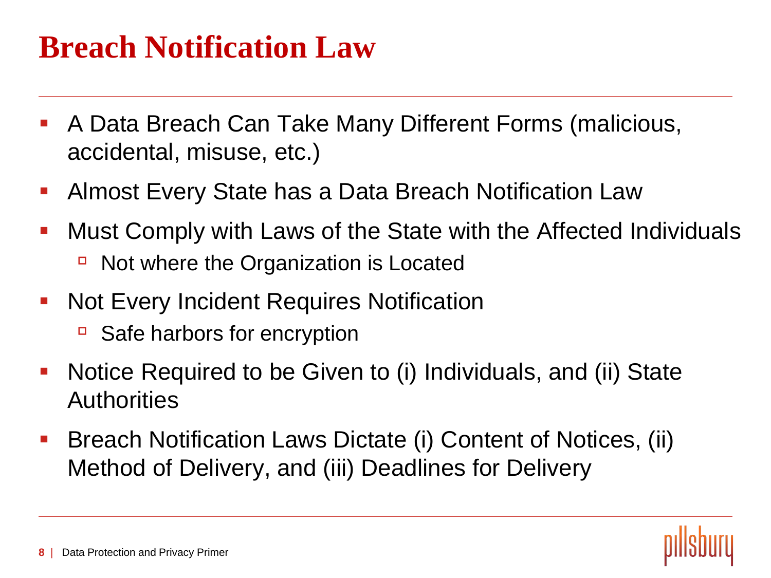# Breach Notification Law

- A Data Breach Can Take Many Different Forms (malicious, accidental, misuse, etc.)
- Almost Every State has a Data Breach Notification Law
- Must Comply with Laws of the State with the Affected Individuals
  - Not where the Organization is Located
- Not Every Incident Requires Notification
  - Safe harbors for encryption
- Notice Required to be Given to (i) Individuals, and (ii) State Authorities
- Breach Notification Laws Dictate (i) Content of Notices, (ii) Method of Delivery, and (iii) Deadlines for Delivery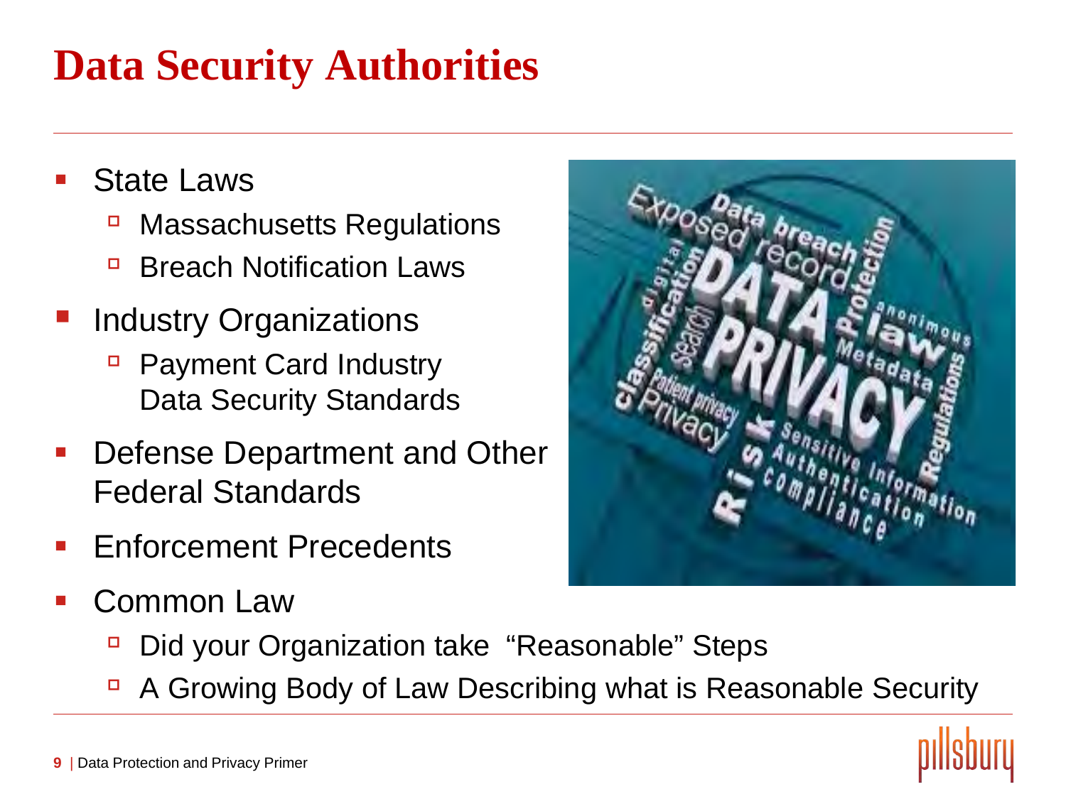# Data Security Authorities

- State Laws
  - Massachusetts Regulations
  - Breach Notification Laws
- Industry Organizations
  - Payment Card Industry Data Security Standards
- Defense Department and Other Federal Standards
- Enforcement Precedents
- Common Law
  - Did your Organization take "Reasonable" Steps
  - A Growing Body of Law Describing what is Reasonable Security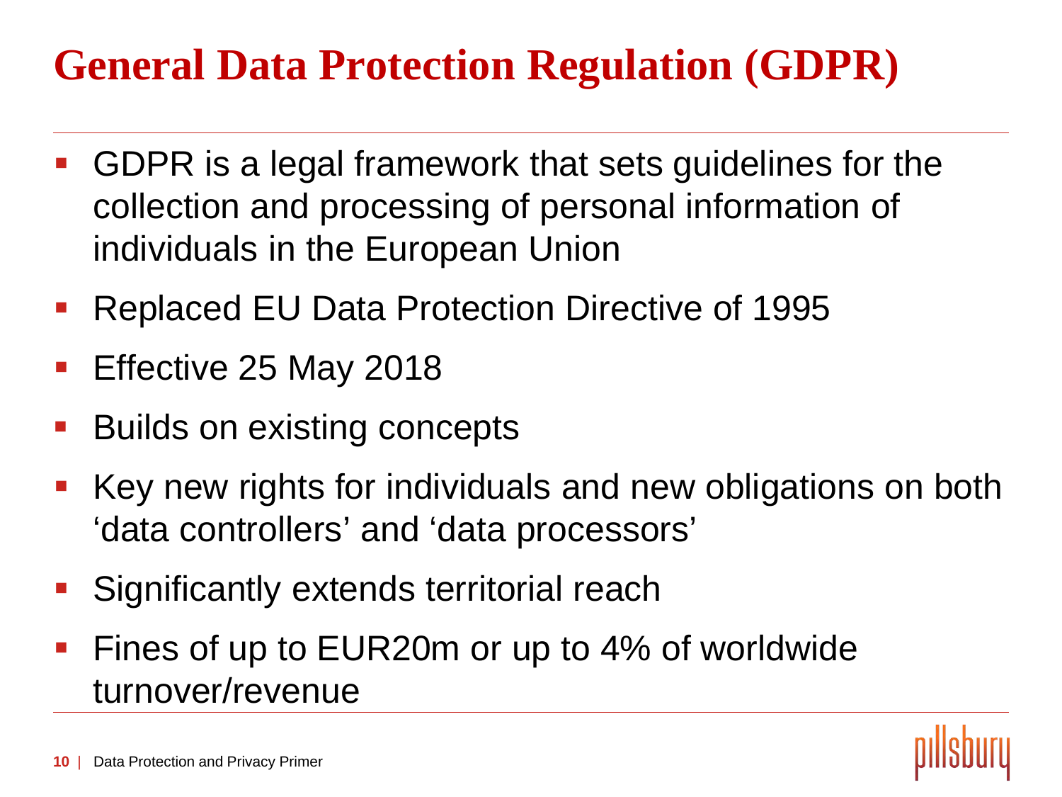# General Data Protection Regulation (GDPR)

- GDPR is a legal framework that sets guidelines for the collection and processing of personal information of individuals in the European Union
- Replaced EU Data Protection Directive of 1995
- Effective 25 May 2018
- Builds on existing concepts
- Key new rights for individuals and new obligations on both ‘data controllers’ and ‘data processors’
- Significantly extends territorial reach
- Fines of up to EUR20m or up to 4% of worldwide turnover/revenue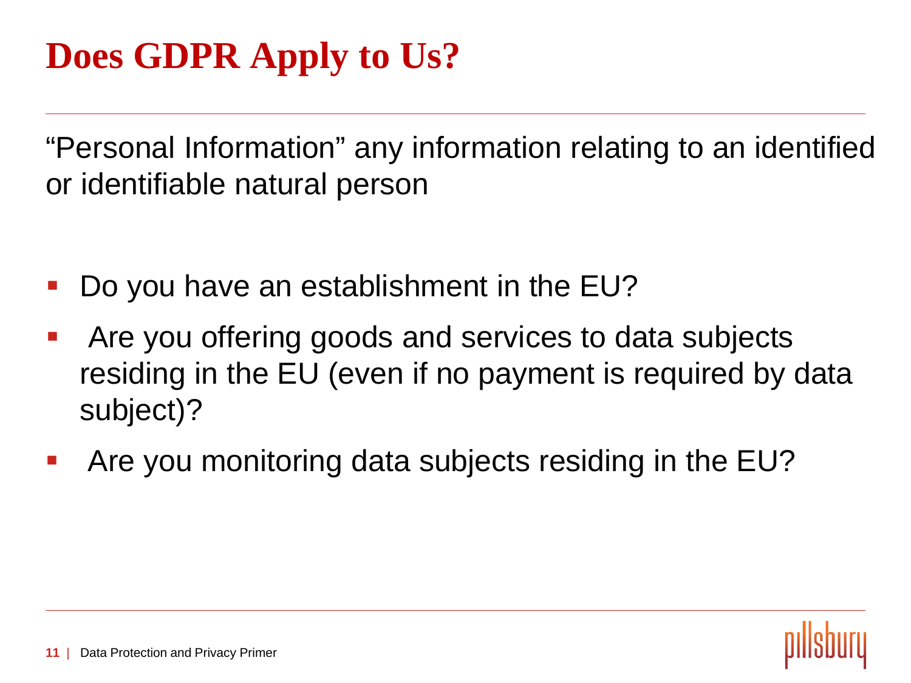# Does GDPR Apply to Us?

"Personal Information" any information relating to an identified or identifiable natural person

- Do you have an establishment in the EU?
- Are you offering goods and services to data subjects residing in the EU (even if no payment is required by data subject)?
- Are you monitoring data subjects residing in the EU?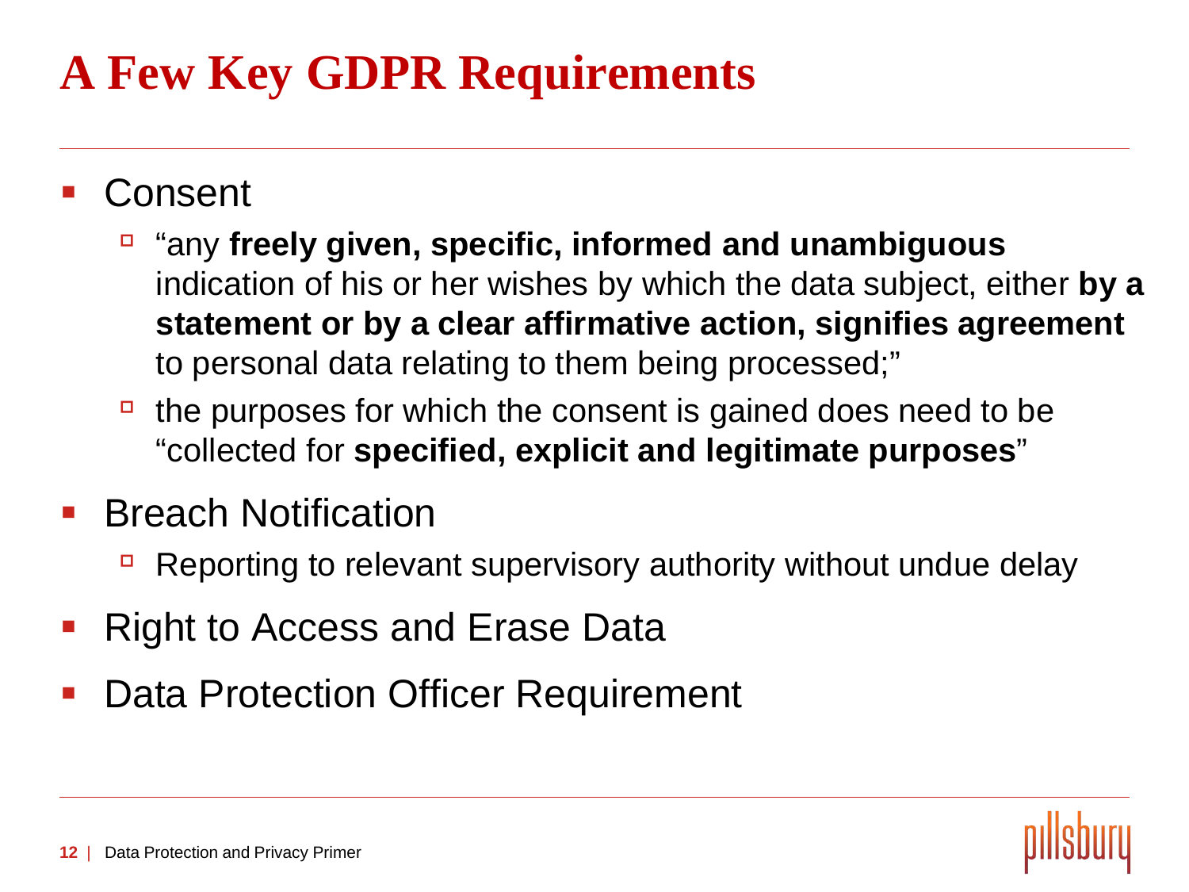# A Few Key GDPR Requirements

- Consent
  - “any **freely given, specific, informed and unambiguous** indication of his or her wishes by which the data subject, either **by a statement or by a clear affirmative action, signifies agreement** to personal data relating to them being processed;”
  - the purposes for which the consent is gained does need to be “collected for **specified, explicit and legitimate purposes**”
- Breach Notification
  - Reporting to relevant supervisory authority without undue delay
- Right to Access and Erase Data
- Data Protection Officer Requirement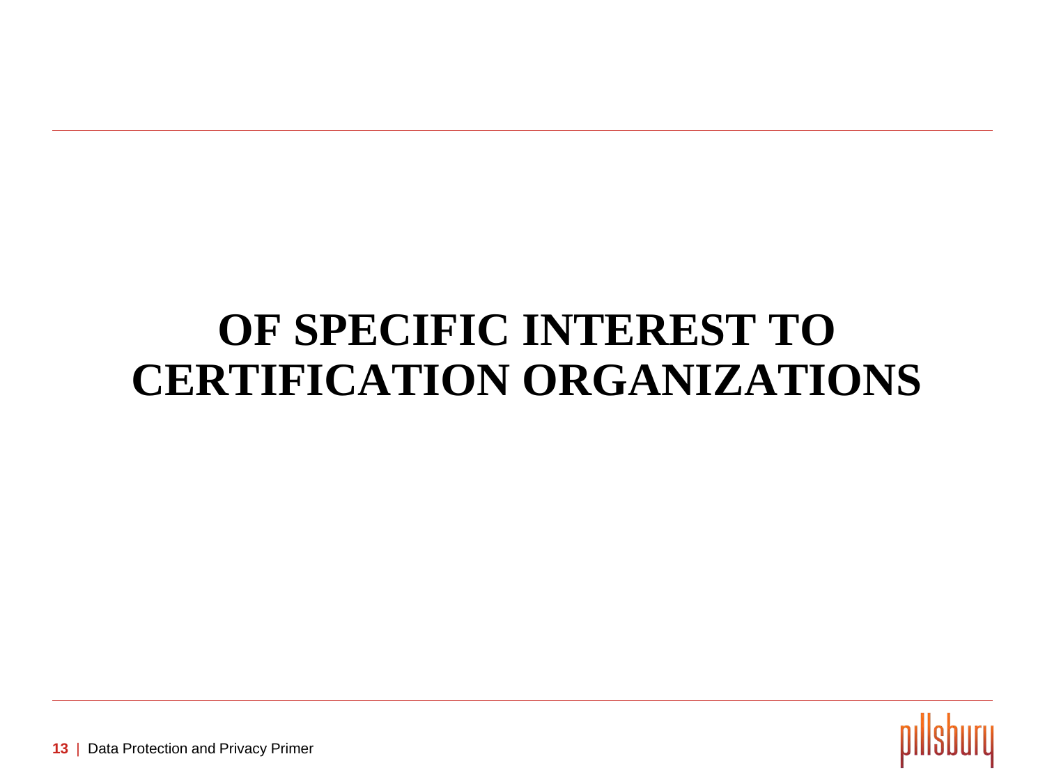# OF SPECIFIC INTEREST TO CERTIFICATION ORGANIZATIONS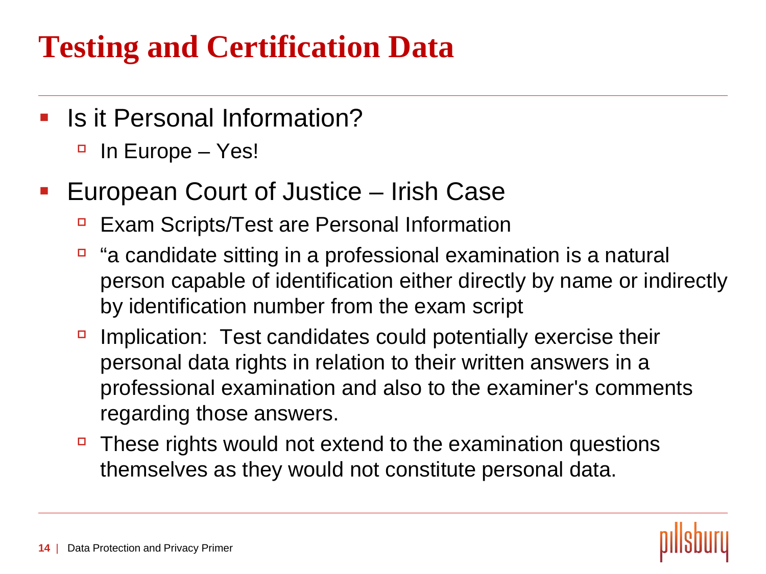# Testing and Certification Data

- Is it Personal Information?
  - In Europe – Yes!
- European Court of Justice – Irish Case
  - Exam Scripts/Test are Personal Information
  - "a candidate sitting in a professional examination is a natural person capable of identification either directly by name or indirectly by identification number from the exam script
  - Implication: Test candidates could potentially exercise their personal data rights in relation to their written answers in a professional examination and also to the examiner's comments regarding those answers.
  - These rights would not extend to the examination questions themselves as they would not constitute personal data.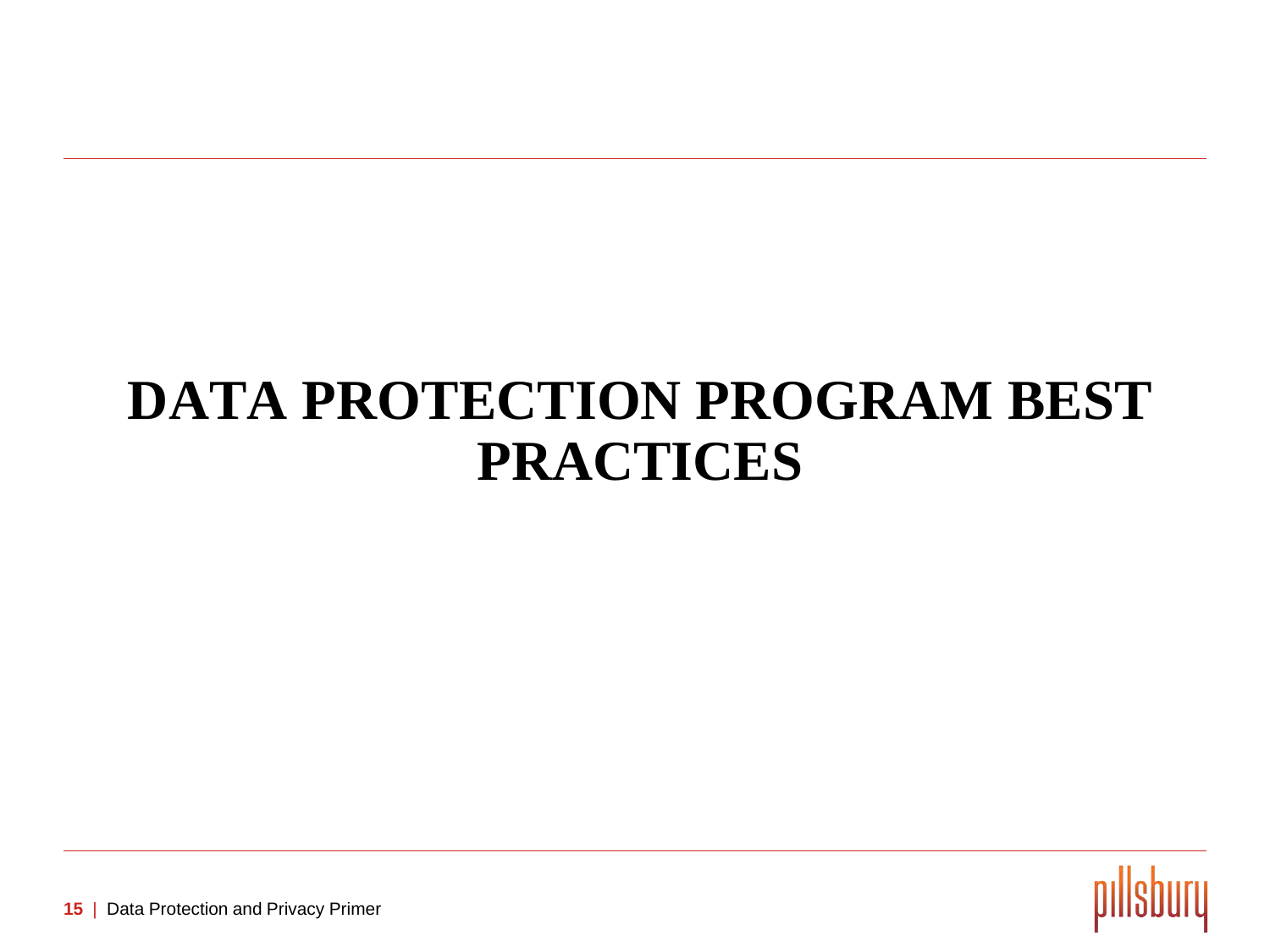# DATA PROTECTION PROGRAM BEST PRACTICES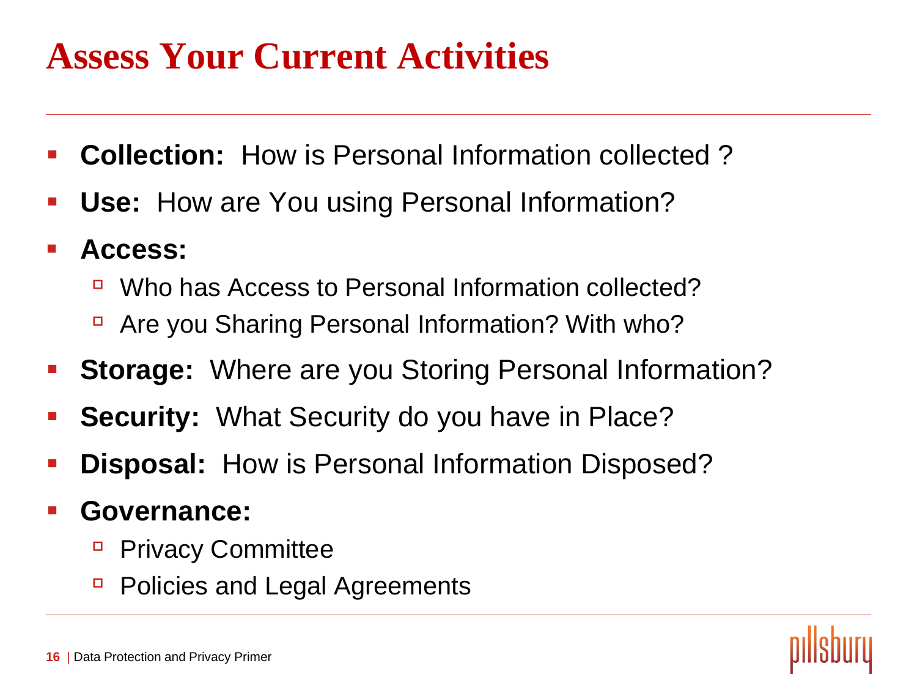# Assess Your Current Activities

- **Collection:** How is Personal Information collected ?
- **Use:** How are You using Personal Information?
- **Access:**
  - Who has Access to Personal Information collected?
  - Are you Sharing Personal Information? With who?
- **Storage:** Where are you Storing Personal Information?
- **Security:** What Security do you have in Place?
- **Disposal:** How is Personal Information Disposed?
- **Governance:**
  - Privacy Committee
  - Policies and Legal Agreements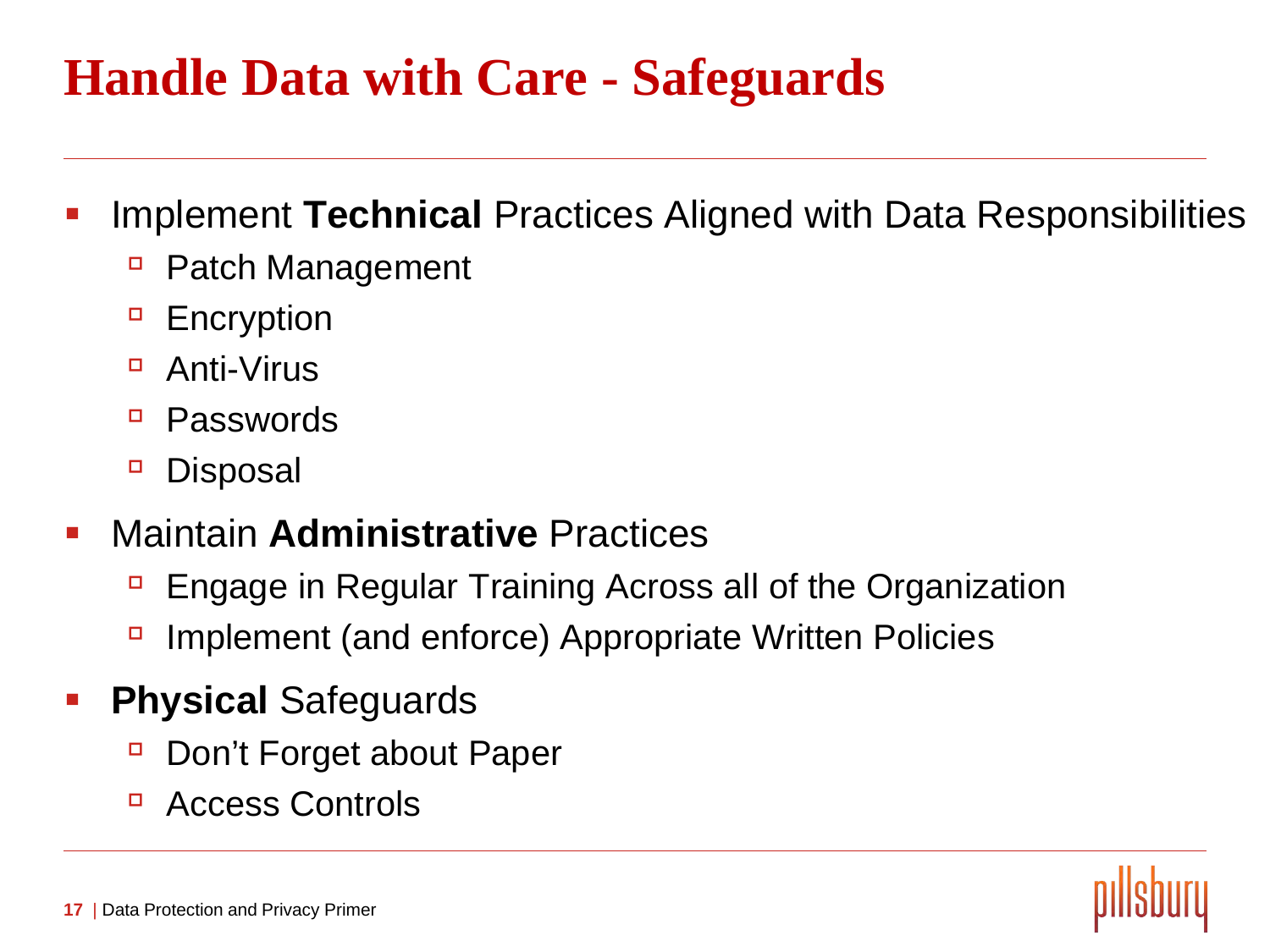# Handle Data with Care - Safeguards

- Implement **Technical** Practices Aligned with Data Responsibilities
  - Patch Management
  - Encryption
  - Anti-Virus
  - Passwords
  - Disposal
- Maintain **Administrative** Practices
  - Engage in Regular Training Across all of the Organization
  - Implement (and enforce) Appropriate Written Policies
- **Physical** Safeguards
  - Don't Forget about Paper
  - Access Controls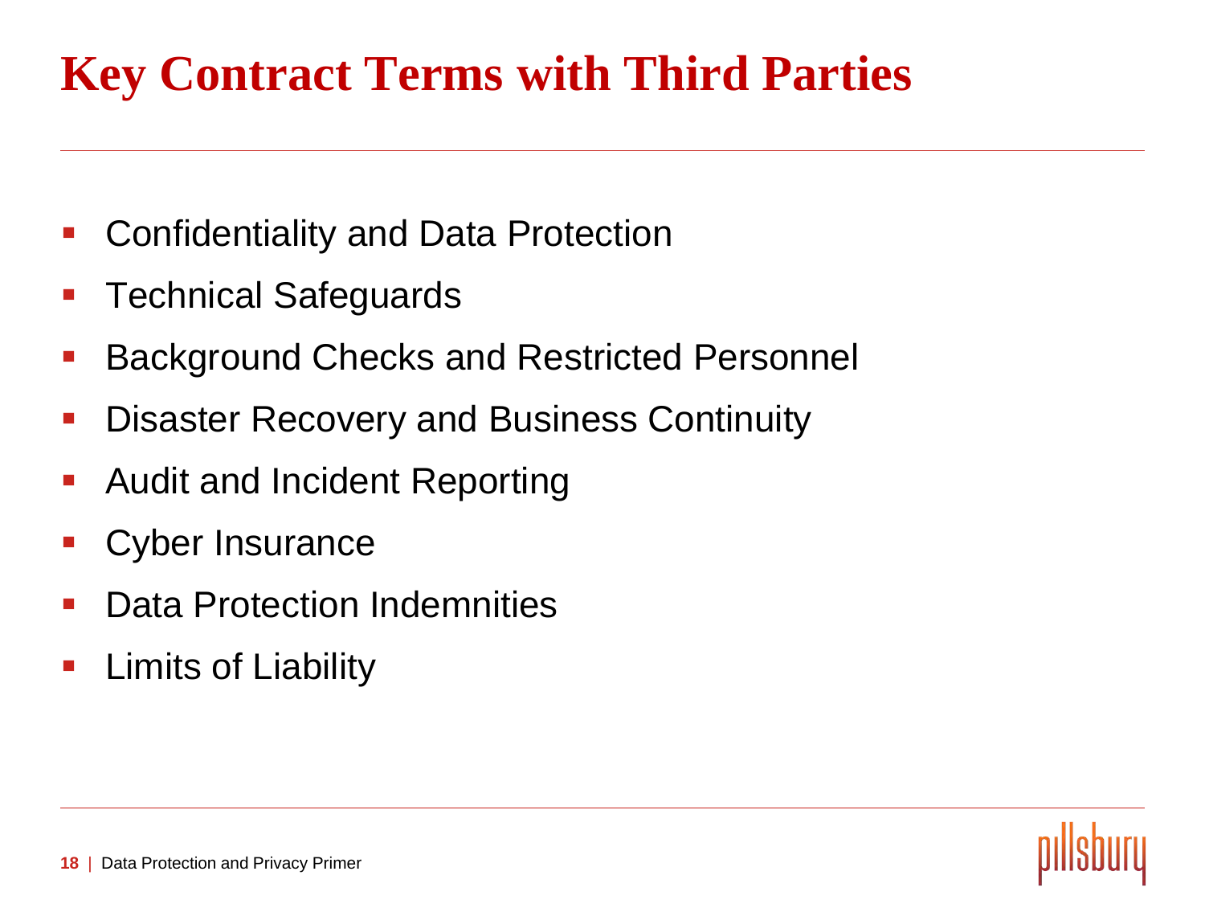# Key Contract Terms with Third Parties

- Confidentiality and Data Protection
- Technical Safeguards
- Background Checks and Restricted Personnel
- Disaster Recovery and Business Continuity
- Audit and Incident Reporting
- Cyber Insurance
- Data Protection Indemnities
- Limits of Liability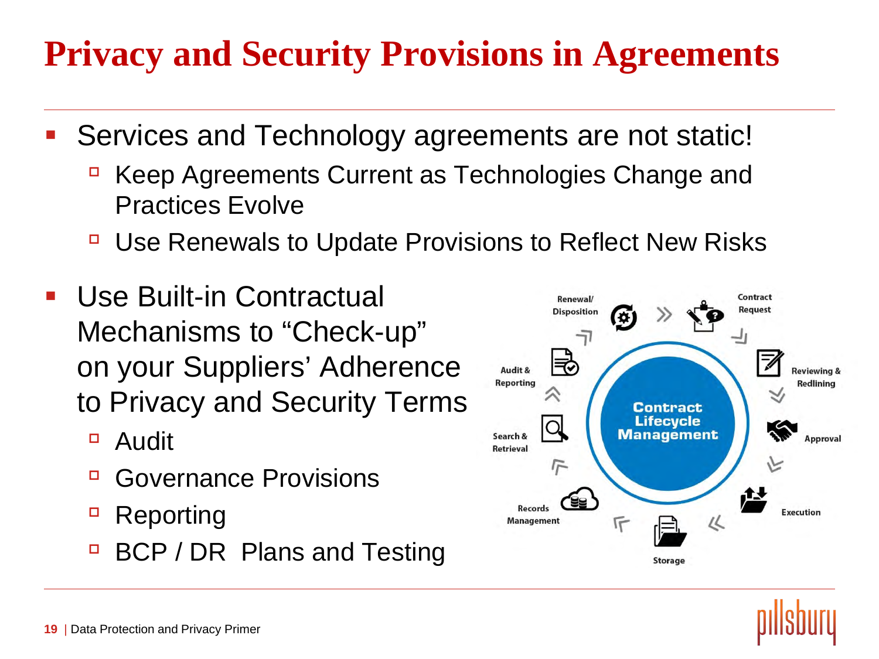# Privacy and Security Provisions in Agreements

- Services and Technology agreements are not static!
  - Keep Agreements Current as Technologies Change and Practices Evolve
  - Use Renewals to Update Provisions to Reflect New Risks
- Use Built-in Contractual Mechanisms to "Check-up" on your Suppliers' Adherence to Privacy and Security Terms
  - Audit
  - Governance Provisions
  - Reporting
  - BCP / DR Plans and Testing

Contract Lifecycle Management: Contract Request → Reviewing & Redlining → Approval → Execution → Storage → Records Management → Search & Retrieval → Audit & Reporting → Renewal/Disposition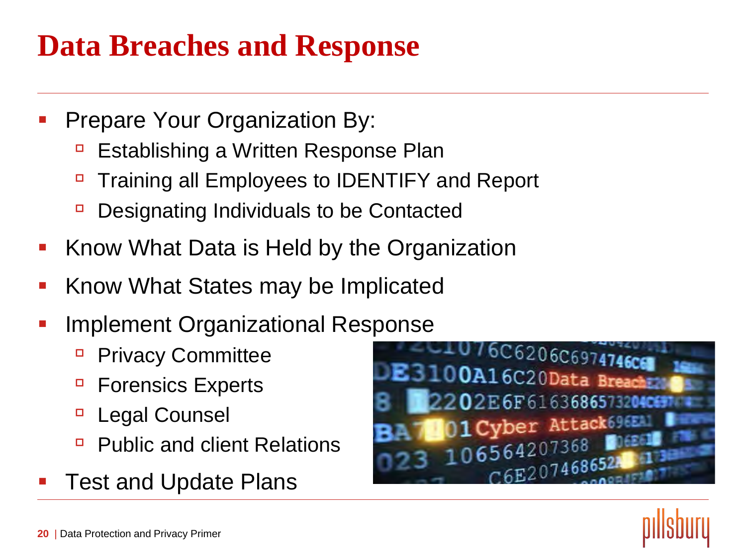# Data Breaches and Response

- Prepare Your Organization By:
  - Establishing a Written Response Plan
  - Training all Employees to IDENTIFY and Report
  - Designating Individuals to be Contacted
- Know What Data is Held by the Organization
- Know What States may be Implicated
- Implement Organizational Response
  - Privacy Committee
  - Forensics Experts
  - Legal Counsel
  - Public and client Relations
- Test and Update Plans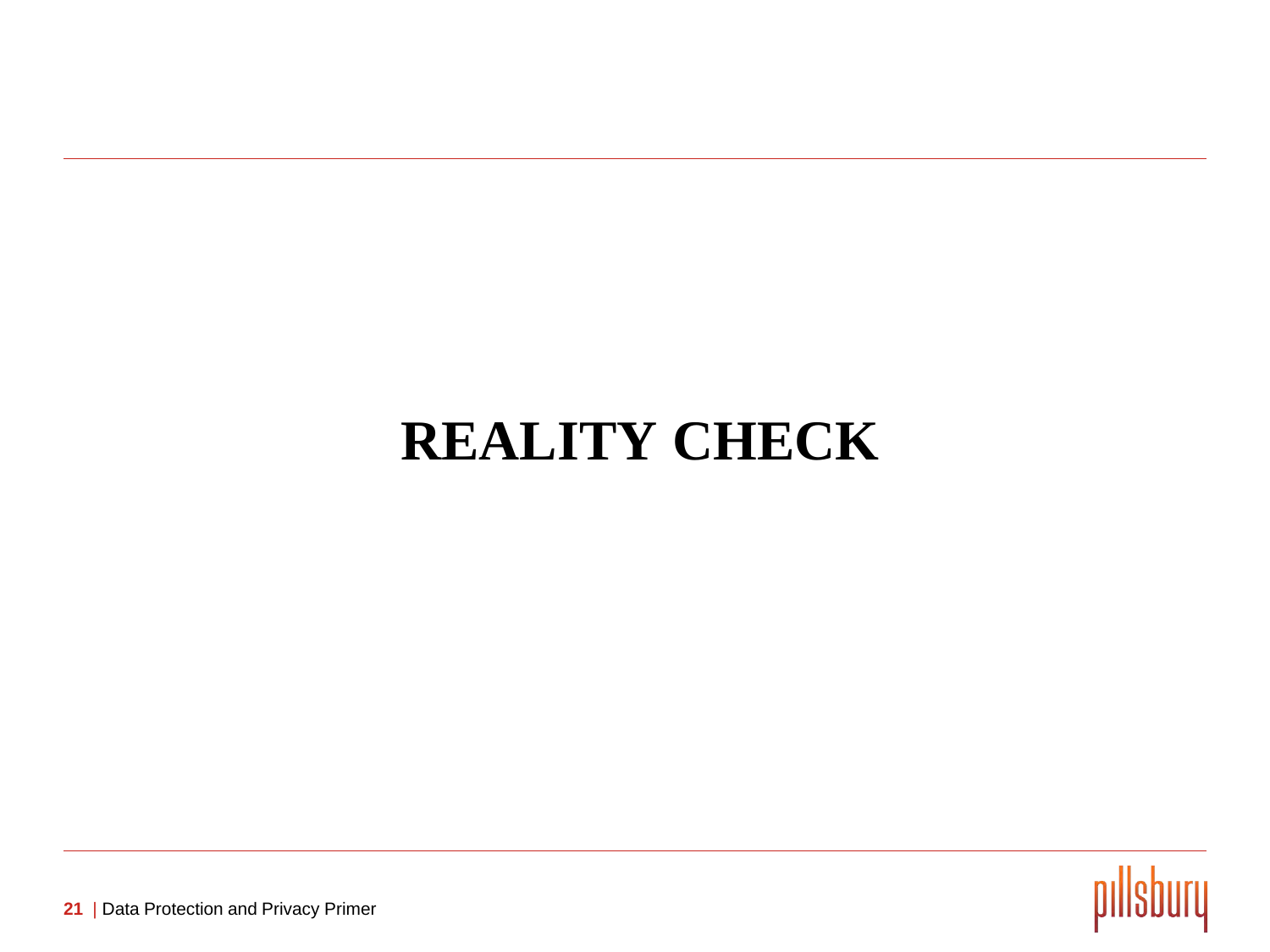# REALITY CHECK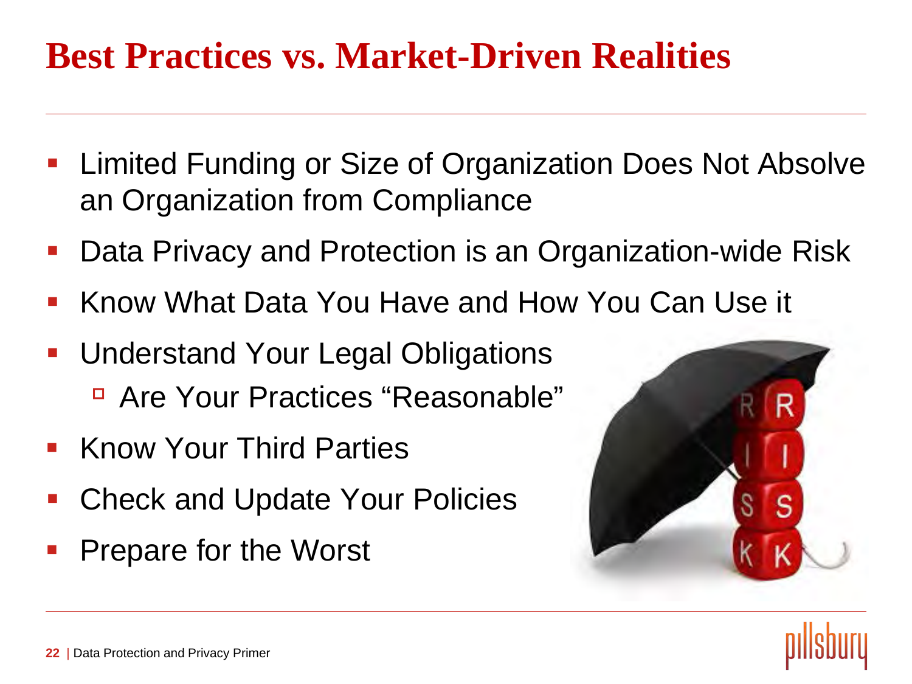# Best Practices vs. Market-Driven Realities

- Limited Funding or Size of Organization Does Not Absolve an Organization from Compliance
- Data Privacy and Protection is an Organization-wide Risk
- Know What Data You Have and How You Can Use it
- Understand Your Legal Obligations
  - Are Your Practices "Reasonable"
- Know Your Third Parties
- Check and Update Your Policies
- Prepare for the Worst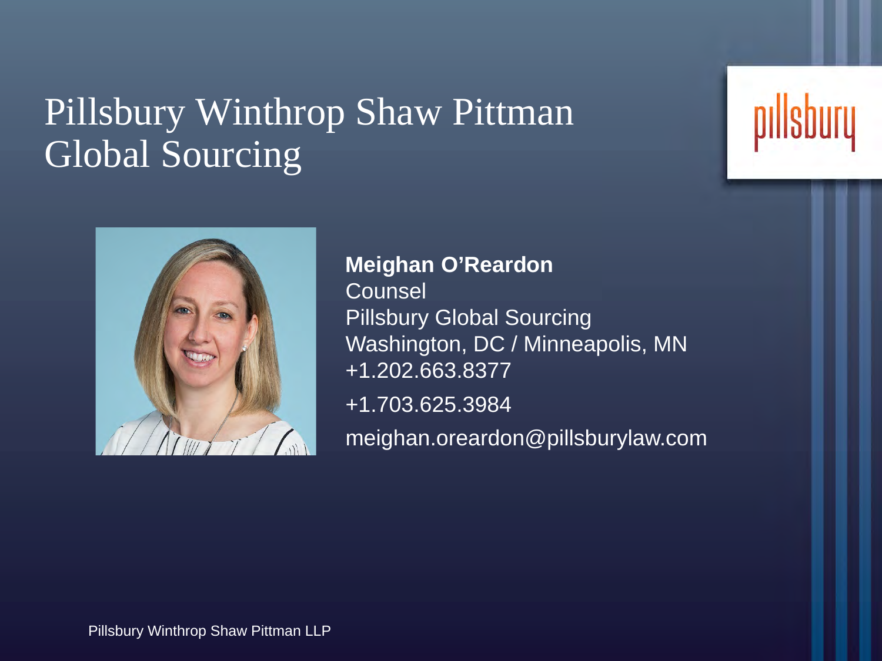# Pillsbury Winthrop Shaw Pittman Global Sourcing

pillsbury

**Meighan O'Reardon**
Counsel
Pillsbury Global Sourcing
Washington, DC / Minneapolis, MN
+1.202.663.8377

+1.703.625.3984

meighan.oreardon@pillsburylaw.com

Pillsbury Winthrop Shaw Pittman LLP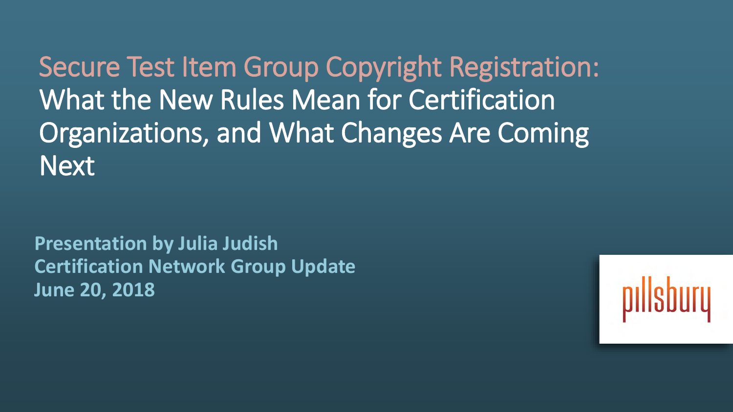# Secure Test Item Group Copyright Registration: What the New Rules Mean for Certification Organizations, and What Changes Are Coming Next

**Presentation by Julia Judish**
**Certification Network Group Update**
**June 20, 2018**

pillsbury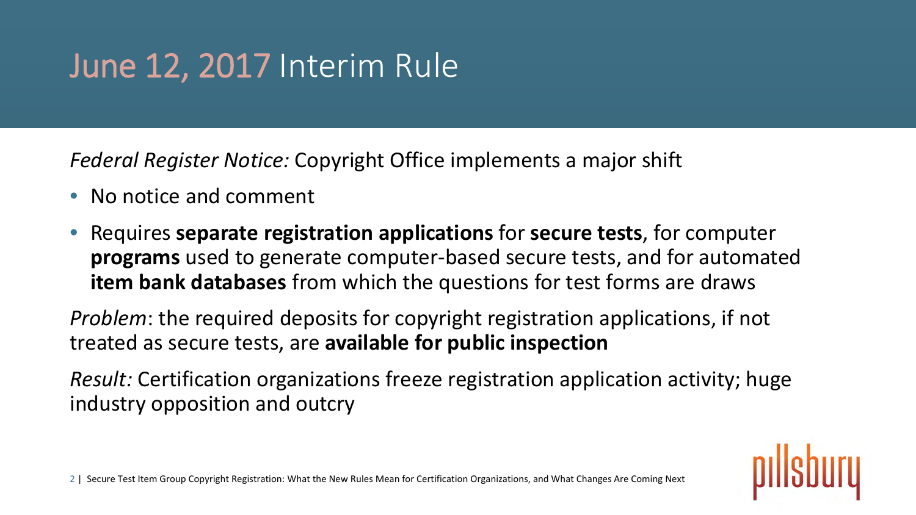# June 12, 2017 Interim Rule

*Federal Register Notice:* Copyright Office implements a major shift

- No notice and comment
- Requires **separate registration applications** for **secure tests**, for computer **programs** used to generate computer-based secure tests, and for automated **item bank databases** from which the questions for test forms are draws

*Problem*: the required deposits for copyright registration applications, if not treated as secure tests, are **available for public inspection**

*Result:* Certification organizations freeze registration application activity; huge industry opposition and outcry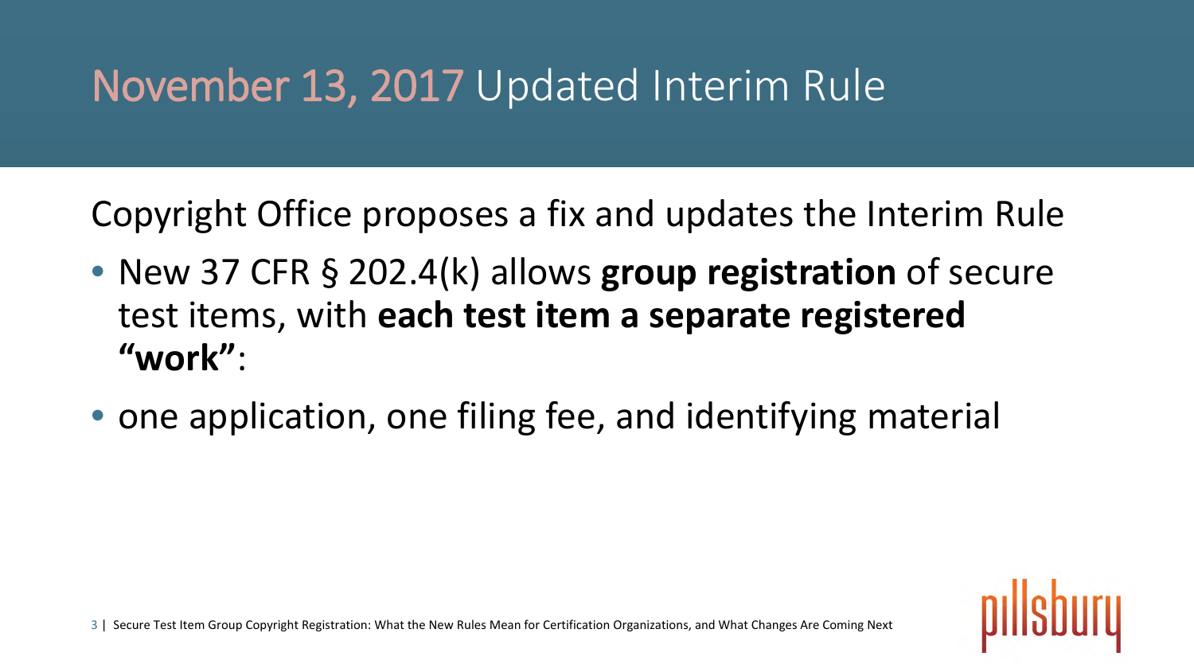# November 13, 2017 Updated Interim Rule

Copyright Office proposes a fix and updates the Interim Rule

- New 37 CFR § 202.4(k) allows **group registration** of secure test items, with **each test item a separate registered "work"**:
- one application, one filing fee, and identifying material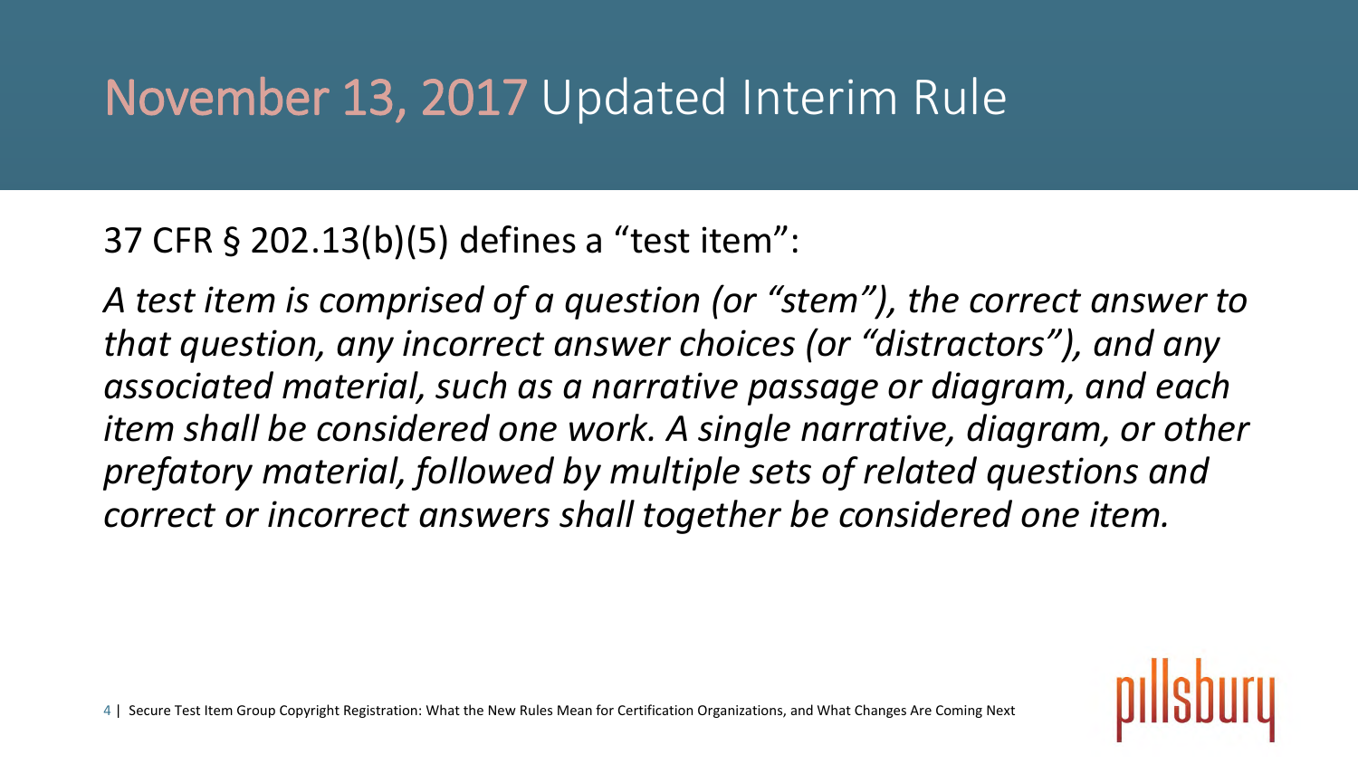# November 13, 2017 Updated Interim Rule

37 CFR § 202.13(b)(5) defines a "test item":

*A test item is comprised of a question (or "stem"), the correct answer to that question, any incorrect answer choices (or "distractors"), and any associated material, such as a narrative passage or diagram, and each item shall be considered one work. A single narrative, diagram, or other prefatory material, followed by multiple sets of related questions and correct or incorrect answers shall together be considered one item.*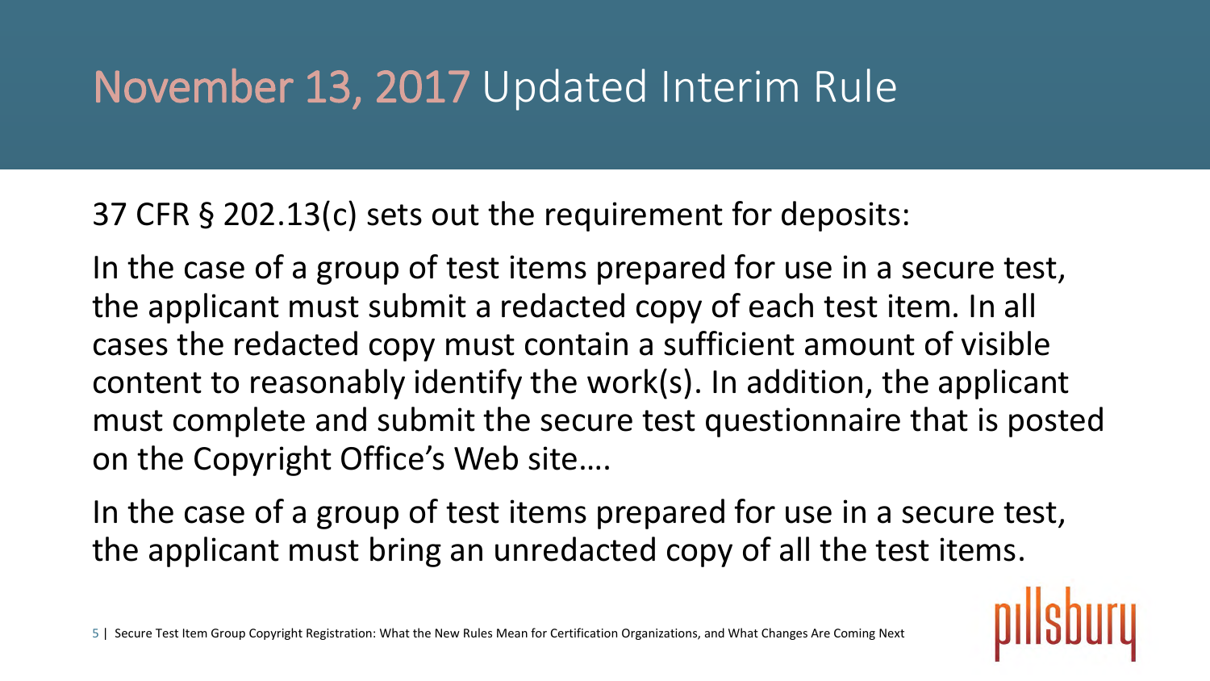# November 13, 2017 Updated Interim Rule

37 CFR § 202.13(c) sets out the requirement for deposits:

In the case of a group of test items prepared for use in a secure test, the applicant must submit a redacted copy of each test item. In all cases the redacted copy must contain a sufficient amount of visible content to reasonably identify the work(s). In addition, the applicant must complete and submit the secure test questionnaire that is posted on the Copyright Office's Web site….

In the case of a group of test items prepared for use in a secure test, the applicant must bring an unredacted copy of all the test items.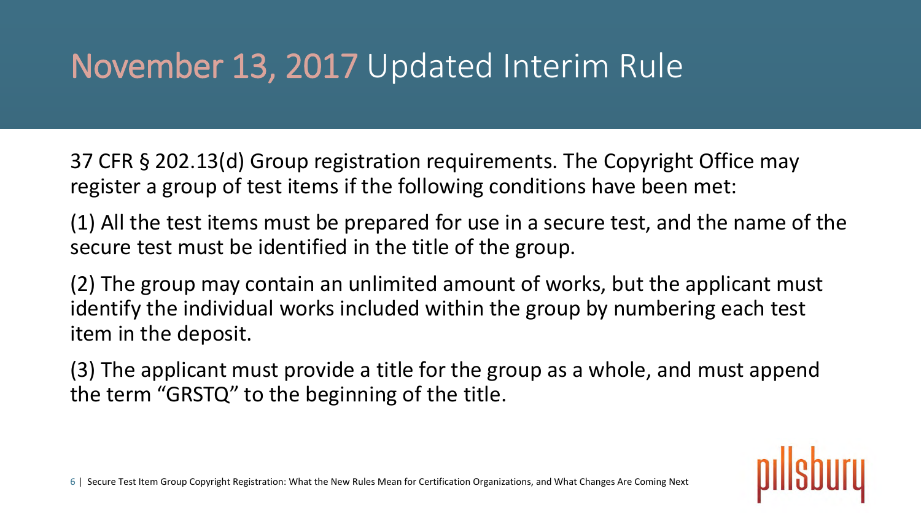# November 13, 2017 Updated Interim Rule

37 CFR § 202.13(d) Group registration requirements. The Copyright Office may register a group of test items if the following conditions have been met:

(1) All the test items must be prepared for use in a secure test, and the name of the secure test must be identified in the title of the group.

(2) The group may contain an unlimited amount of works, but the applicant must identify the individual works included within the group by numbering each test item in the deposit.

(3) The applicant must provide a title for the group as a whole, and must append the term "GRSTQ" to the beginning of the title.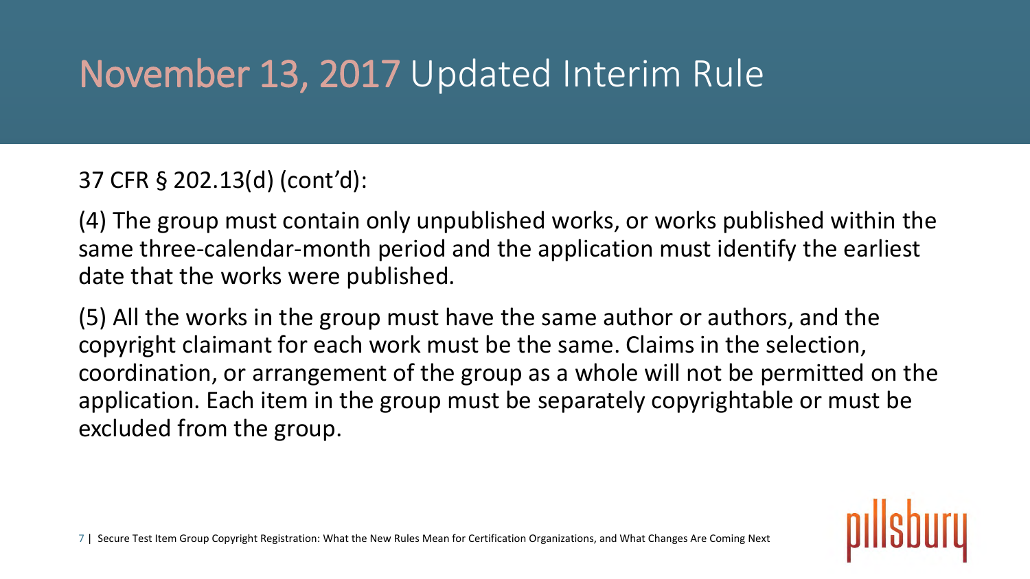# November 13, 2017 Updated Interim Rule

37 CFR § 202.13(d) (cont'd):

(4) The group must contain only unpublished works, or works published within the same three-calendar-month period and the application must identify the earliest date that the works were published.

(5) All the works in the group must have the same author or authors, and the copyright claimant for each work must be the same. Claims in the selection, coordination, or arrangement of the group as a whole will not be permitted on the application. Each item in the group must be separately copyrightable or must be excluded from the group.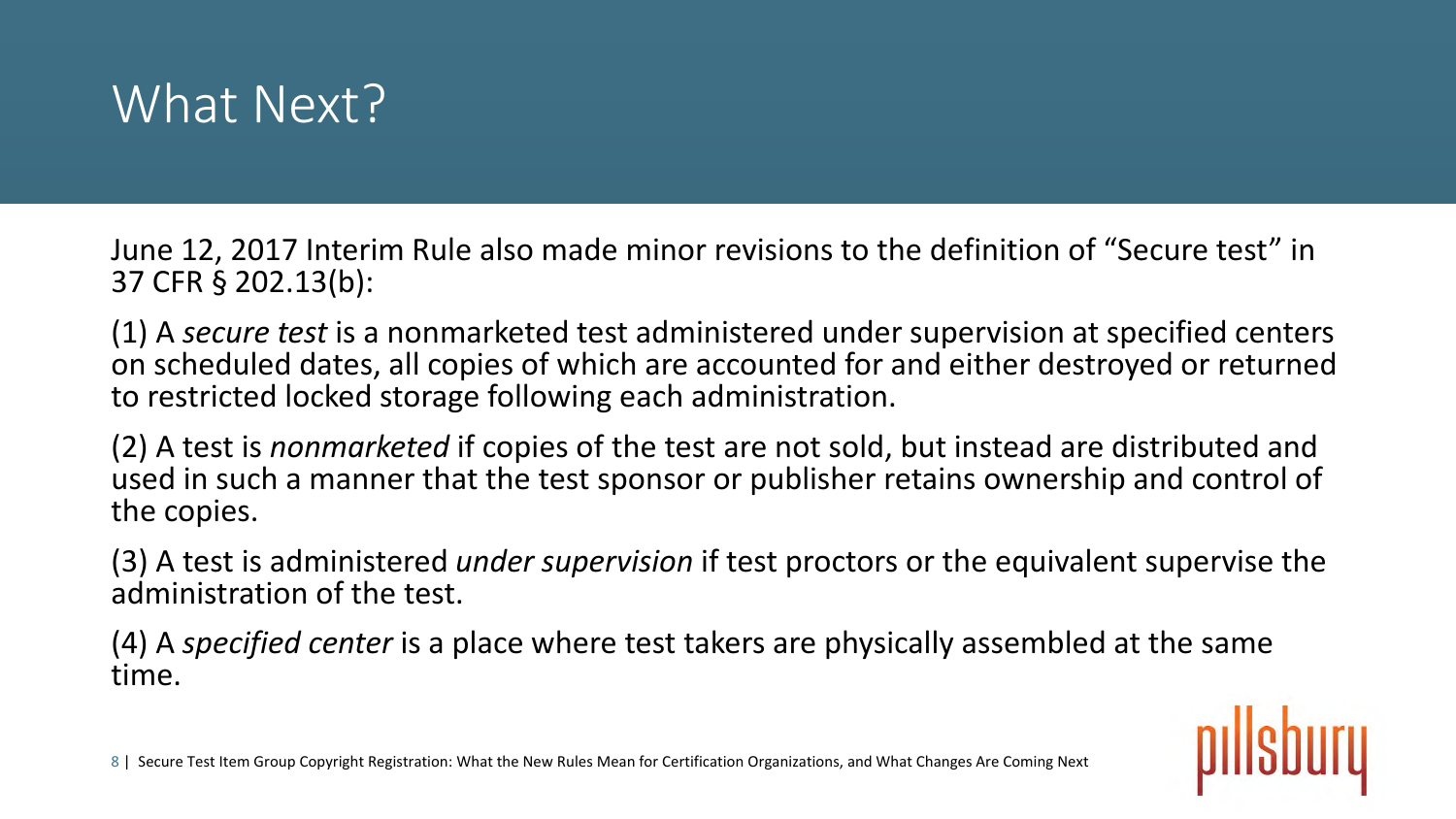# What Next?

June 12, 2017 Interim Rule also made minor revisions to the definition of “Secure test” in 37 CFR § 202.13(b):

(1) A *secure test* is a nonmarketed test administered under supervision at specified centers on scheduled dates, all copies of which are accounted for and either destroyed or returned to restricted locked storage following each administration.

(2) A test is *nonmarketed* if copies of the test are not sold, but instead are distributed and used in such a manner that the test sponsor or publisher retains ownership and control of the copies.

(3) A test is administered *under supervision* if test proctors or the equivalent supervise the administration of the test.

(4) A *specified center* is a place where test takers are physically assembled at the same time.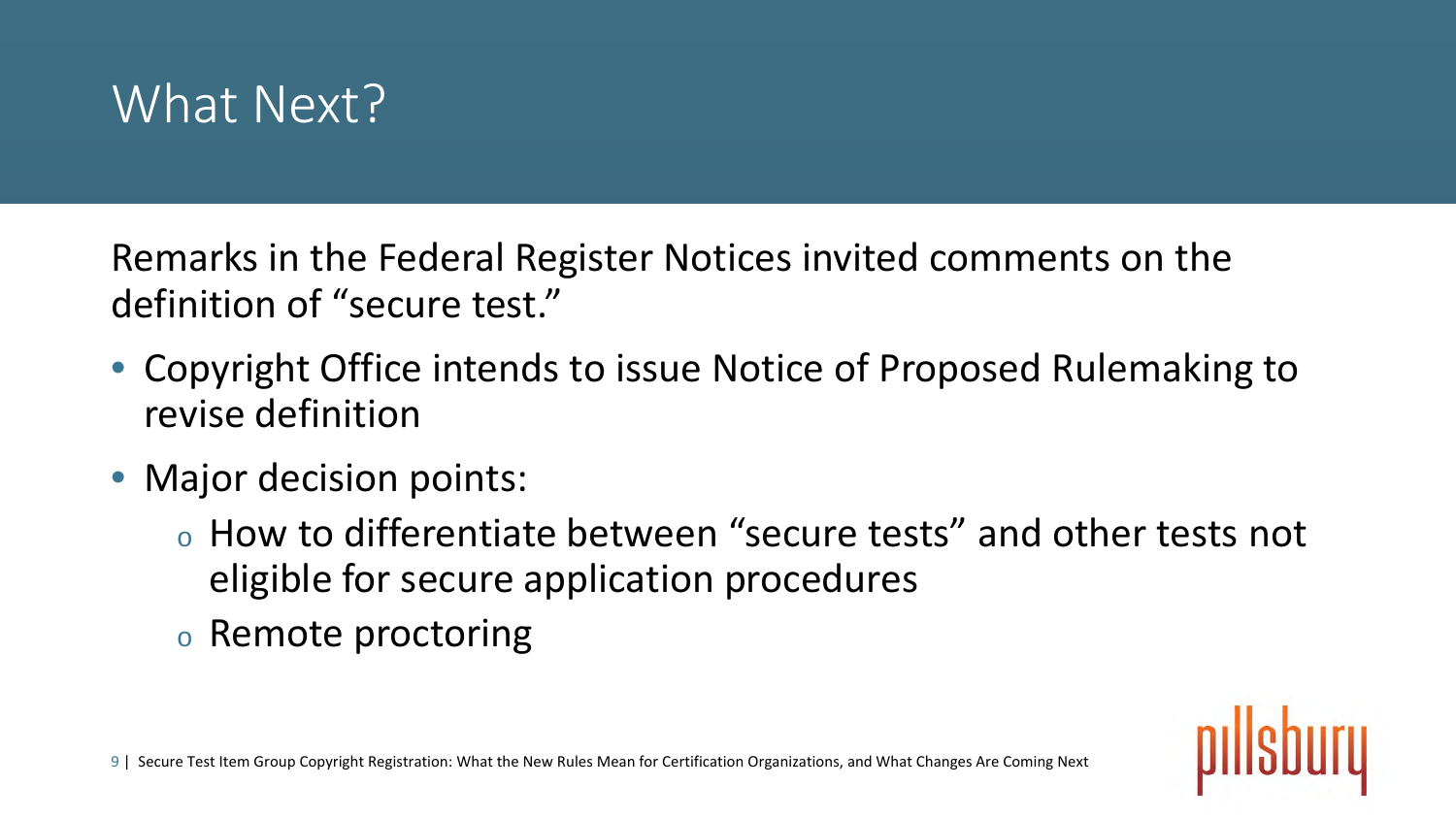# What Next?

Remarks in the Federal Register Notices invited comments on the definition of "secure test."

- Copyright Office intends to issue Notice of Proposed Rulemaking to revise definition
- Major decision points:
  - How to differentiate between "secure tests" and other tests not eligible for secure application procedures
  - Remote proctoring